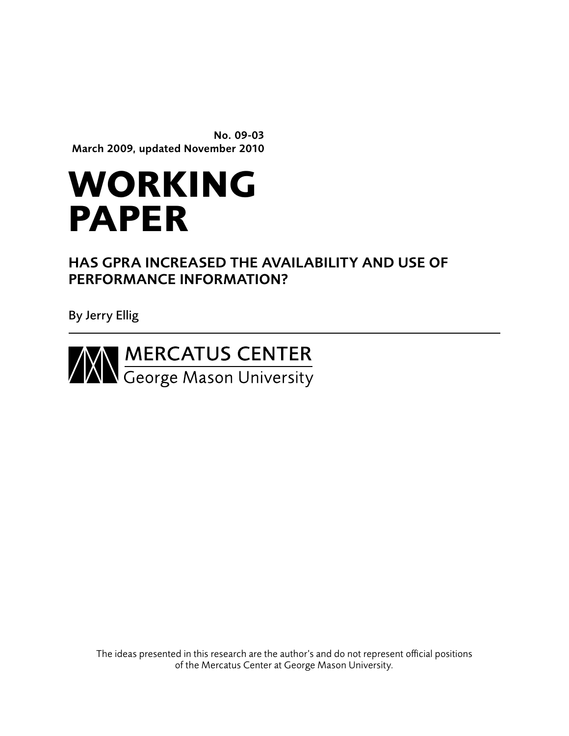**No. 09-03**
**March 2009, updated November 2010**

# WORKING PAPER

## HAS GPRA INCREASED THE AVAILABILITY AND USE OF PERFORMANCE INFORMATION?

By Jerry Ellig

MERCATUS CENTER
George Mason University

The ideas presented in this research are the author's and do not represent official positions of the Mercatus Center at George Mason University.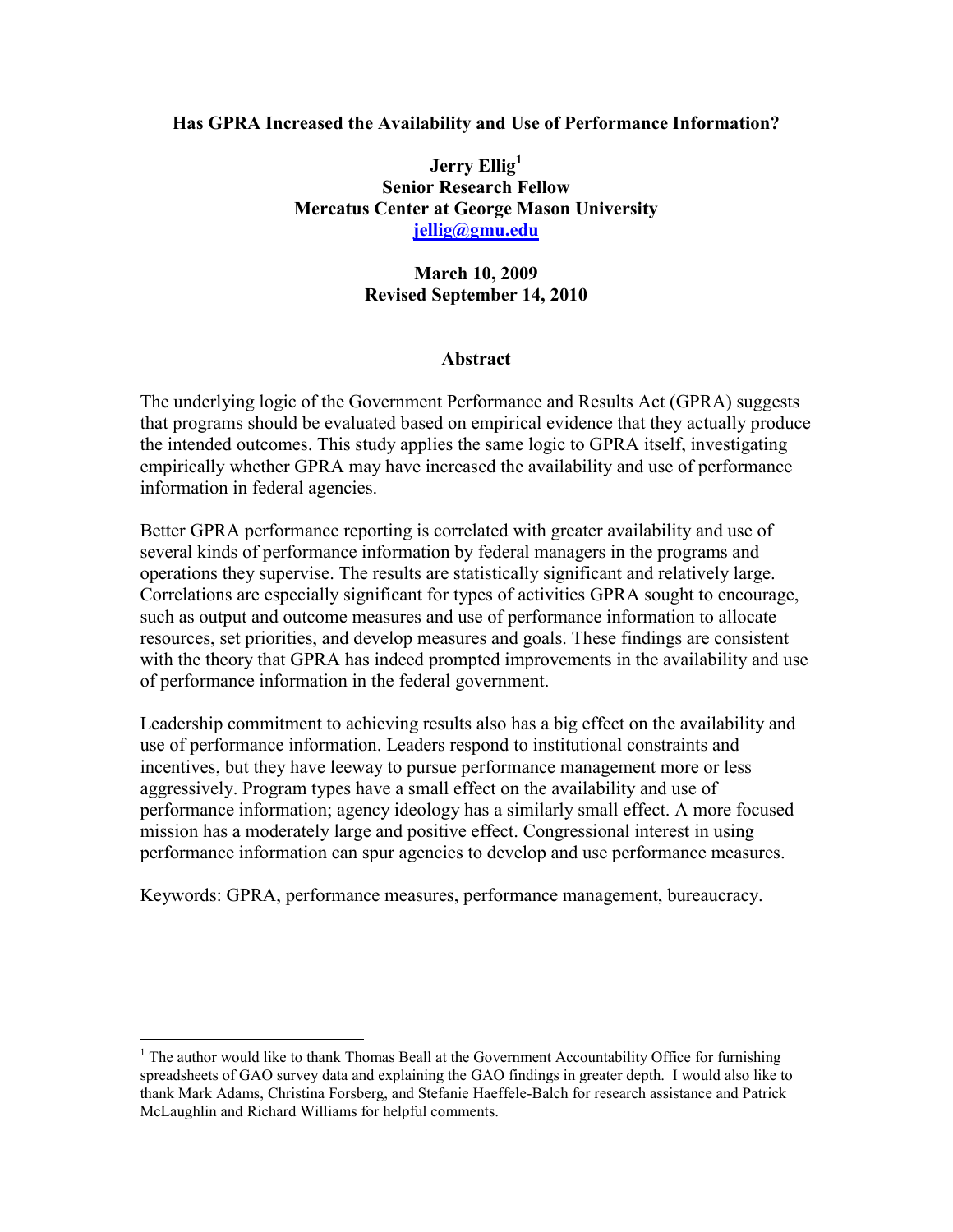**Has GPRA Increased the Availability and Use of Performance Information?**

**Jerry Ellig[1]**
**Senior Research Fellow**
**Mercatus Center at George Mason University**
**jellig@gmu.edu**

**March 10, 2009**
**Revised September 14, 2010**

**Abstract**

The underlying logic of the Government Performance and Results Act (GPRA) suggests that programs should be evaluated based on empirical evidence that they actually produce the intended outcomes. This study applies the same logic to GPRA itself, investigating empirically whether GPRA may have increased the availability and use of performance information in federal agencies.

Better GPRA performance reporting is correlated with greater availability and use of several kinds of performance information by federal managers in the programs and operations they supervise. The results are statistically significant and relatively large. Correlations are especially significant for types of activities GPRA sought to encourage, such as output and outcome measures and use of performance information to allocate resources, set priorities, and develop measures and goals. These findings are consistent with the theory that GPRA has indeed prompted improvements in the availability and use of performance information in the federal government.

Leadership commitment to achieving results also has a big effect on the availability and use of performance information. Leaders respond to institutional constraints and incentives, but they have leeway to pursue performance management more or less aggressively. Program types have a small effect on the availability and use of performance information; agency ideology has a similarly small effect. A more focused mission has a moderately large and positive effect. Congressional interest in using performance information can spur agencies to develop and use performance measures.

Keywords: GPRA, performance measures, performance management, bureaucracy.

[1] The author would like to thank Thomas Beall at the Government Accountability Office for furnishing spreadsheets of GAO survey data and explaining the GAO findings in greater depth. I would also like to thank Mark Adams, Christina Forsberg, and Stefanie Haeffele-Balch for research assistance and Patrick McLaughlin and Richard Williams for helpful comments.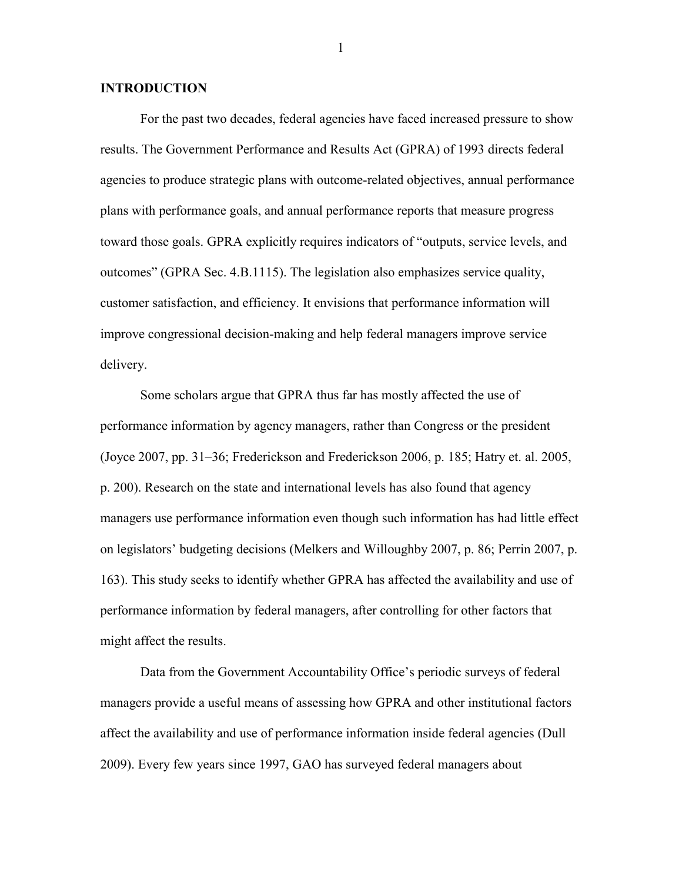## INTRODUCTION

For the past two decades, federal agencies have faced increased pressure to show results. The Government Performance and Results Act (GPRA) of 1993 directs federal agencies to produce strategic plans with outcome-related objectives, annual performance plans with performance goals, and annual performance reports that measure progress toward those goals. GPRA explicitly requires indicators of "outputs, service levels, and outcomes" (GPRA Sec. 4.B.1115). The legislation also emphasizes service quality, customer satisfaction, and efficiency. It envisions that performance information will improve congressional decision-making and help federal managers improve service delivery.

Some scholars argue that GPRA thus far has mostly affected the use of performance information by agency managers, rather than Congress or the president (Joyce 2007, pp. 31–36; Frederickson and Frederickson 2006, p. 185; Hatry et. al. 2005, p. 200). Research on the state and international levels has also found that agency managers use performance information even though such information has had little effect on legislators' budgeting decisions (Melkers and Willoughby 2007, p. 86; Perrin 2007, p. 163). This study seeks to identify whether GPRA has affected the availability and use of performance information by federal managers, after controlling for other factors that might affect the results.

Data from the Government Accountability Office's periodic surveys of federal managers provide a useful means of assessing how GPRA and other institutional factors affect the availability and use of performance information inside federal agencies (Dull 2009). Every few years since 1997, GAO has surveyed federal managers about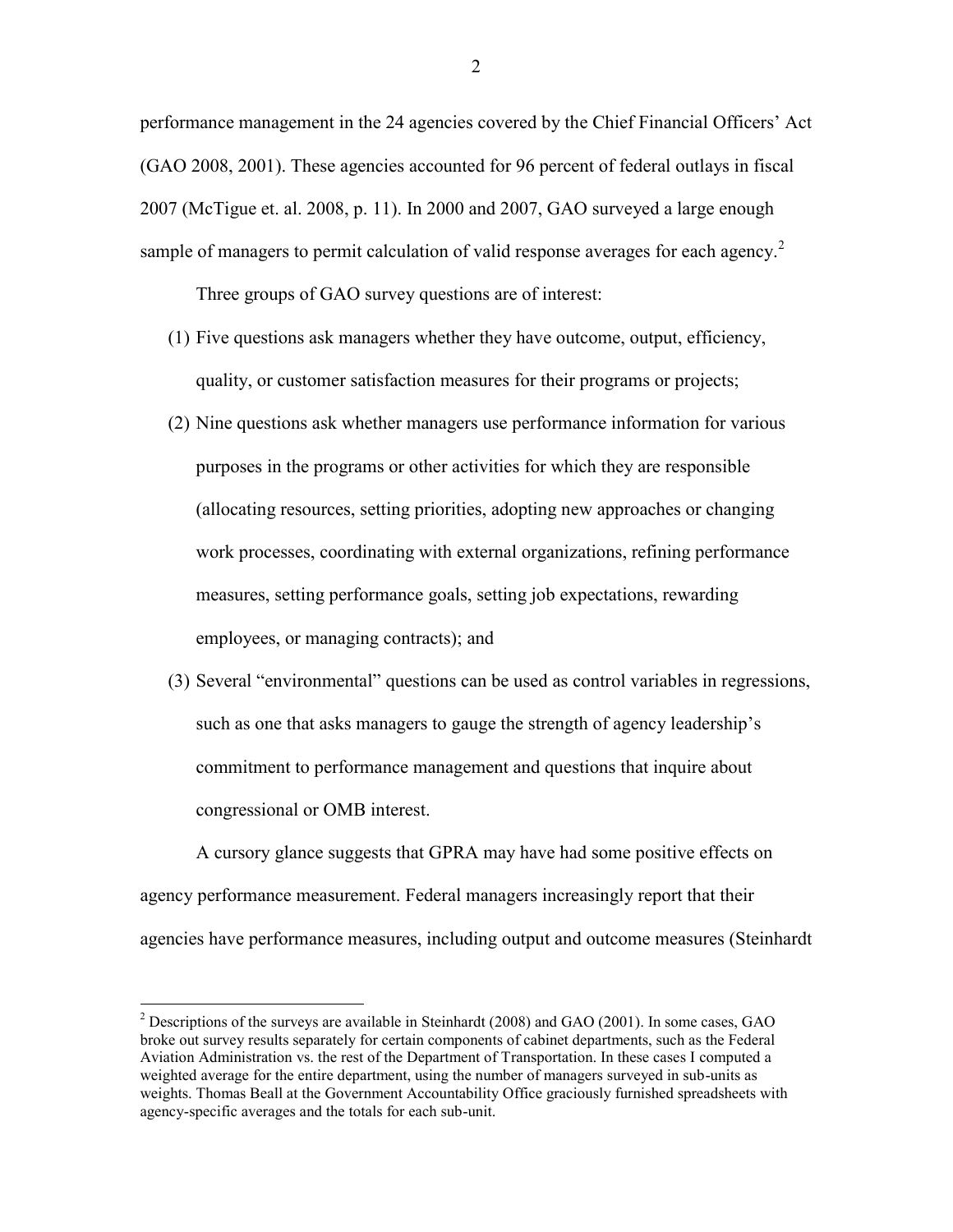performance management in the 24 agencies covered by the Chief Financial Officers' Act (GAO 2008, 2001). These agencies accounted for 96 percent of federal outlays in fiscal 2007 (McTigue et. al. 2008, p. 11). In 2000 and 2007, GAO surveyed a large enough sample of managers to permit calculation of valid response averages for each agency.[2]

Three groups of GAO survey questions are of interest:

(1) Five questions ask managers whether they have outcome, output, efficiency, quality, or customer satisfaction measures for their programs or projects;

(2) Nine questions ask whether managers use performance information for various purposes in the programs or other activities for which they are responsible (allocating resources, setting priorities, adopting new approaches or changing work processes, coordinating with external organizations, refining performance measures, setting performance goals, setting job expectations, rewarding employees, or managing contracts); and

(3) Several "environmental" questions can be used as control variables in regressions, such as one that asks managers to gauge the strength of agency leadership's commitment to performance management and questions that inquire about congressional or OMB interest.

A cursory glance suggests that GPRA may have had some positive effects on agency performance measurement. Federal managers increasingly report that their agencies have performance measures, including output and outcome measures (Steinhardt

[2] Descriptions of the surveys are available in Steinhardt (2008) and GAO (2001). In some cases, GAO broke out survey results separately for certain components of cabinet departments, such as the Federal Aviation Administration vs. the rest of the Department of Transportation. In these cases I computed a weighted average for the entire department, using the number of managers surveyed in sub-units as weights. Thomas Beall at the Government Accountability Office graciously furnished spreadsheets with agency-specific averages and the totals for each sub-unit.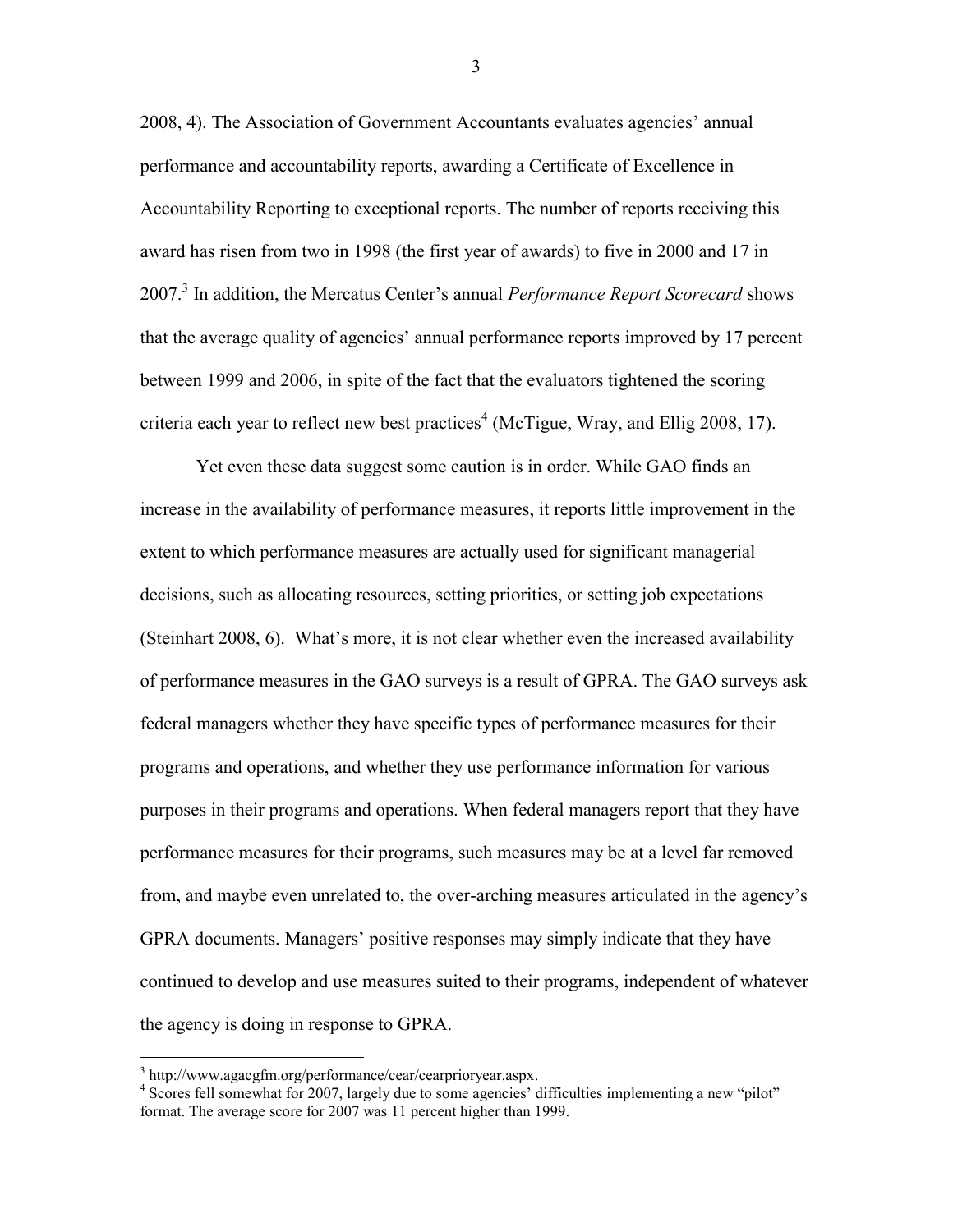2008, 4). The Association of Government Accountants evaluates agencies' annual performance and accountability reports, awarding a Certificate of Excellence in Accountability Reporting to exceptional reports. The number of reports receiving this award has risen from two in 1998 (the first year of awards) to five in 2000 and 17 in 2007.[3] In addition, the Mercatus Center's annual *Performance Report Scorecard* shows that the average quality of agencies' annual performance reports improved by 17 percent between 1999 and 2006, in spite of the fact that the evaluators tightened the scoring criteria each year to reflect new best practices[4] (McTigue, Wray, and Ellig 2008, 17).

Yet even these data suggest some caution is in order. While GAO finds an increase in the availability of performance measures, it reports little improvement in the extent to which performance measures are actually used for significant managerial decisions, such as allocating resources, setting priorities, or setting job expectations (Steinhart 2008, 6). What's more, it is not clear whether even the increased availability of performance measures in the GAO surveys is a result of GPRA. The GAO surveys ask federal managers whether they have specific types of performance measures for their programs and operations, and whether they use performance information for various purposes in their programs and operations. When federal managers report that they have performance measures for their programs, such measures may be at a level far removed from, and maybe even unrelated to, the over-arching measures articulated in the agency's GPRA documents. Managers' positive responses may simply indicate that they have continued to develop and use measures suited to their programs, independent of whatever the agency is doing in response to GPRA.

---

[3] http://www.agacgfm.org/performance/cear/cearprioryear.aspx.

[4] Scores fell somewhat for 2007, largely due to some agencies' difficulties implementing a new "pilot" format. The average score for 2007 was 11 percent higher than 1999.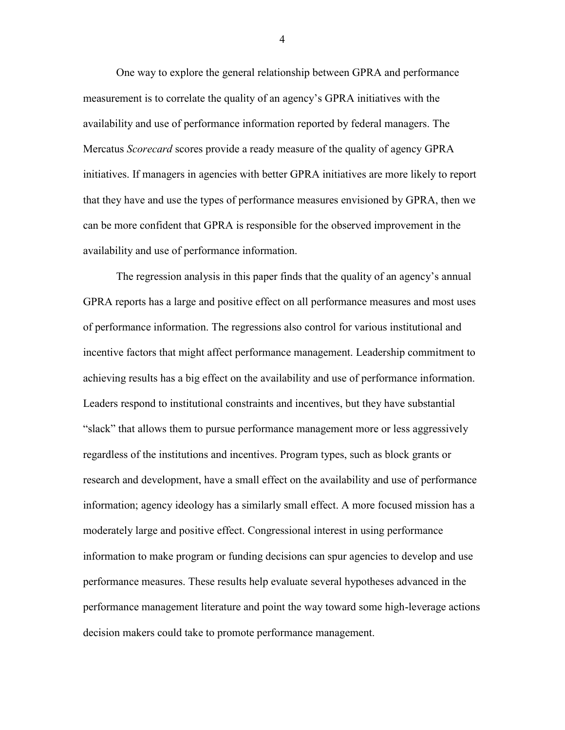One way to explore the general relationship between GPRA and performance measurement is to correlate the quality of an agency's GPRA initiatives with the availability and use of performance information reported by federal managers. The Mercatus *Scorecard* scores provide a ready measure of the quality of agency GPRA initiatives. If managers in agencies with better GPRA initiatives are more likely to report that they have and use the types of performance measures envisioned by GPRA, then we can be more confident that GPRA is responsible for the observed improvement in the availability and use of performance information.

The regression analysis in this paper finds that the quality of an agency's annual GPRA reports has a large and positive effect on all performance measures and most uses of performance information. The regressions also control for various institutional and incentive factors that might affect performance management. Leadership commitment to achieving results has a big effect on the availability and use of performance information. Leaders respond to institutional constraints and incentives, but they have substantial "slack" that allows them to pursue performance management more or less aggressively regardless of the institutions and incentives. Program types, such as block grants or research and development, have a small effect on the availability and use of performance information; agency ideology has a similarly small effect. A more focused mission has a moderately large and positive effect. Congressional interest in using performance information to make program or funding decisions can spur agencies to develop and use performance measures. These results help evaluate several hypotheses advanced in the performance management literature and point the way toward some high-leverage actions decision makers could take to promote performance management.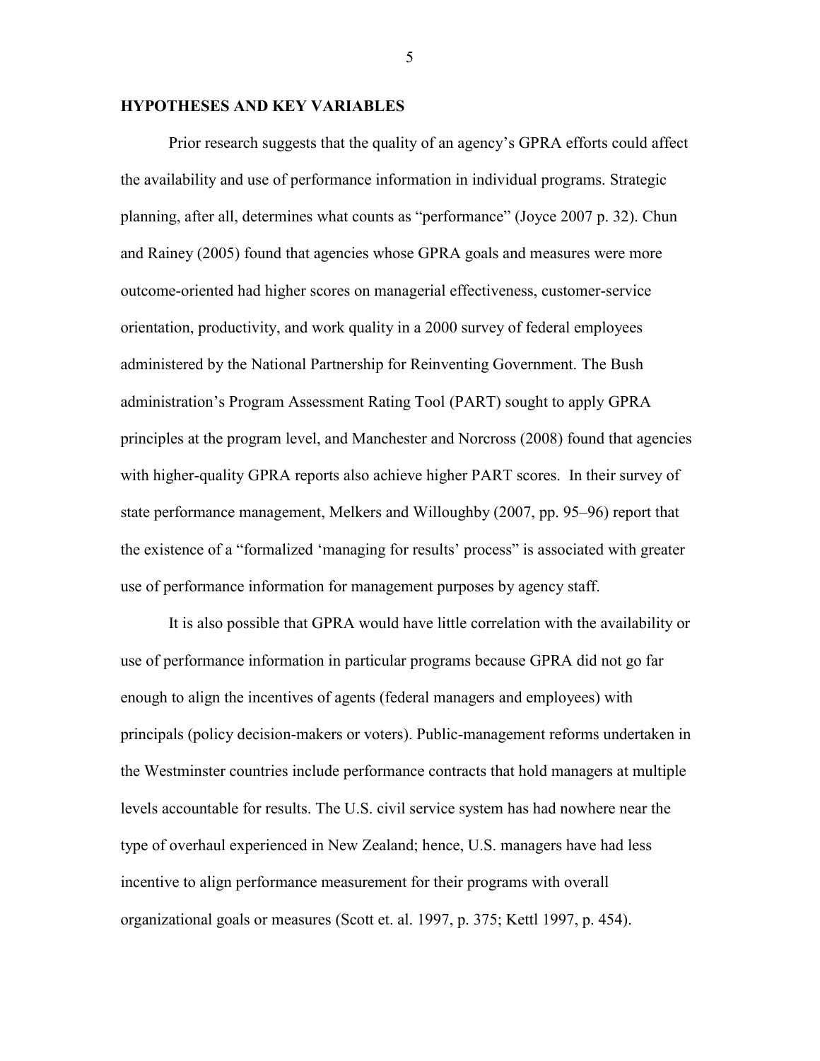## HYPOTHESES AND KEY VARIABLES

Prior research suggests that the quality of an agency's GPRA efforts could affect the availability and use of performance information in individual programs. Strategic planning, after all, determines what counts as "performance" (Joyce 2007 p. 32). Chun and Rainey (2005) found that agencies whose GPRA goals and measures were more outcome-oriented had higher scores on managerial effectiveness, customer-service orientation, productivity, and work quality in a 2000 survey of federal employees administered by the National Partnership for Reinventing Government. The Bush administration's Program Assessment Rating Tool (PART) sought to apply GPRA principles at the program level, and Manchester and Norcross (2008) found that agencies with higher-quality GPRA reports also achieve higher PART scores. In their survey of state performance management, Melkers and Willoughby (2007, pp. 95–96) report that the existence of a "formalized 'managing for results' process" is associated with greater use of performance information for management purposes by agency staff.

It is also possible that GPRA would have little correlation with the availability or use of performance information in particular programs because GPRA did not go far enough to align the incentives of agents (federal managers and employees) with principals (policy decision-makers or voters). Public-management reforms undertaken in the Westminster countries include performance contracts that hold managers at multiple levels accountable for results. The U.S. civil service system has had nowhere near the type of overhaul experienced in New Zealand; hence, U.S. managers have had less incentive to align performance measurement for their programs with overall organizational goals or measures (Scott et. al. 1997, p. 375; Kettl 1997, p. 454).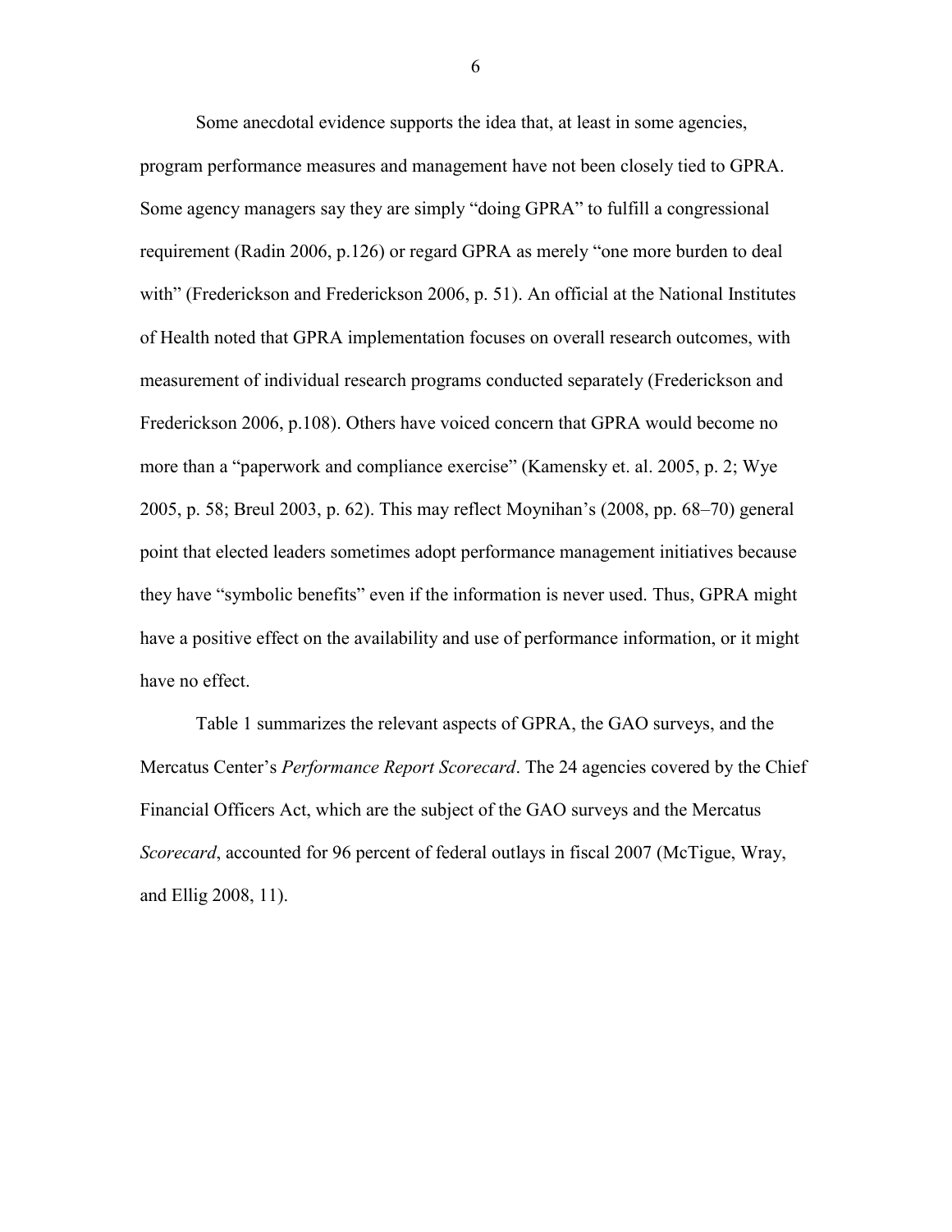Some anecdotal evidence supports the idea that, at least in some agencies, program performance measures and management have not been closely tied to GPRA. Some agency managers say they are simply "doing GPRA" to fulfill a congressional requirement (Radin 2006, p.126) or regard GPRA as merely "one more burden to deal with" (Frederickson and Frederickson 2006, p. 51). An official at the National Institutes of Health noted that GPRA implementation focuses on overall research outcomes, with measurement of individual research programs conducted separately (Frederickson and Frederickson 2006, p.108). Others have voiced concern that GPRA would become no more than a "paperwork and compliance exercise" (Kamensky et. al. 2005, p. 2; Wye 2005, p. 58; Breul 2003, p. 62). This may reflect Moynihan's (2008, pp. 68–70) general point that elected leaders sometimes adopt performance management initiatives because they have "symbolic benefits" even if the information is never used. Thus, GPRA might have a positive effect on the availability and use of performance information, or it might have no effect.

Table 1 summarizes the relevant aspects of GPRA, the GAO surveys, and the Mercatus Center's *Performance Report Scorecard*. The 24 agencies covered by the Chief Financial Officers Act, which are the subject of the GAO surveys and the Mercatus *Scorecard*, accounted for 96 percent of federal outlays in fiscal 2007 (McTigue, Wray, and Ellig 2008, 11).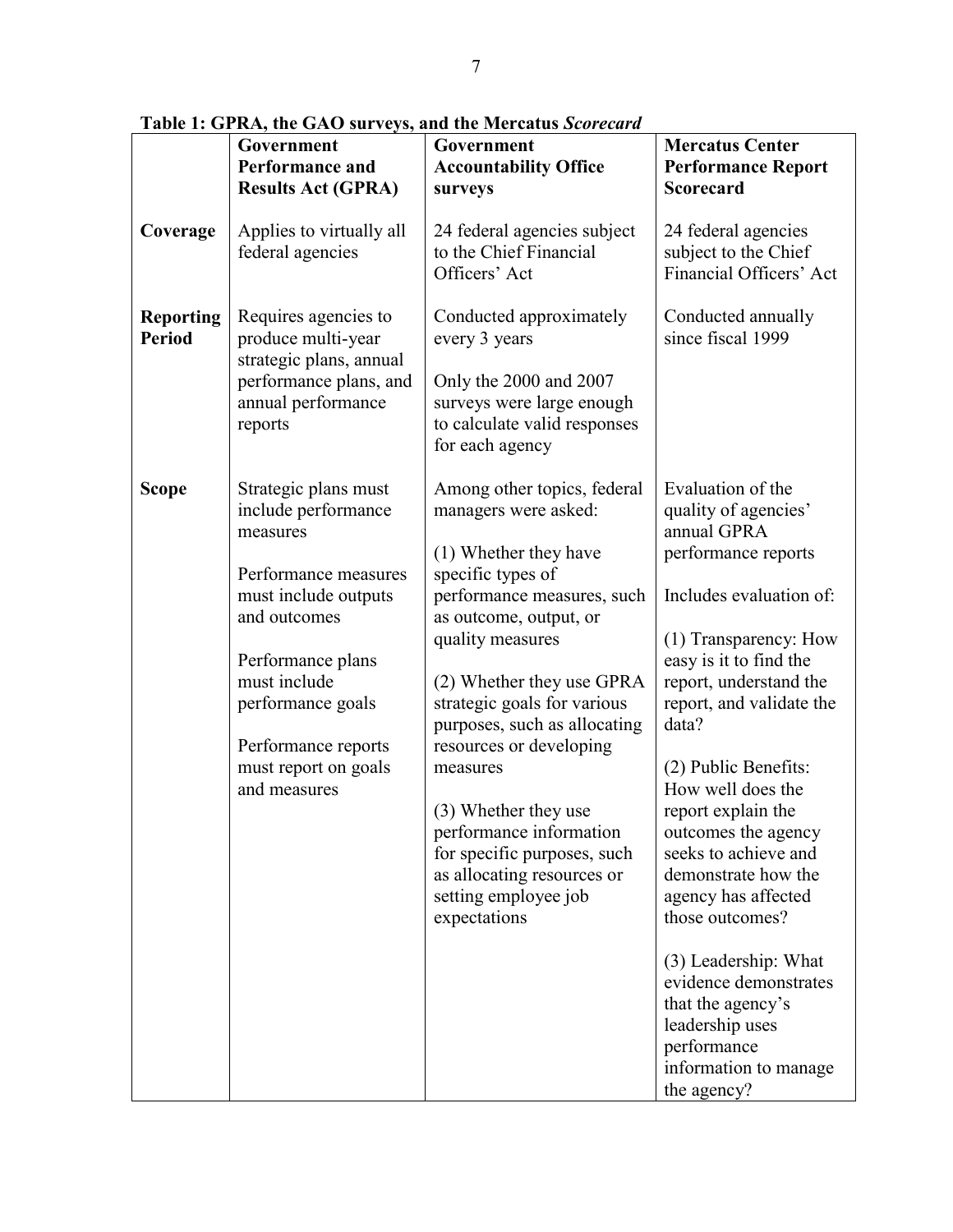**Table 1: GPRA, the GAO surveys, and the Mercatus *Scorecard***

| | Government Performance and Results Act (GPRA) | Government Accountability Office surveys | Mercatus Center Performance Report Scorecard |
|---|---|---|---|
| **Coverage** | Applies to virtually all federal agencies | 24 federal agencies subject to the Chief Financial Officers' Act | 24 federal agencies subject to the Chief Financial Officers' Act |
| **Reporting Period** | Requires agencies to produce multi-year strategic plans, annual performance plans, and annual performance reports | Conducted approximately every 3 years<br><br>Only the 2000 and 2007 surveys were large enough to calculate valid responses for each agency | Conducted annually since fiscal 1999 |
| **Scope** | Strategic plans must include performance measures<br><br>Performance measures must include outputs and outcomes<br><br>Performance plans must include performance goals<br><br>Performance reports must report on goals and measures | Among other topics, federal managers were asked:<br><br>(1) Whether they have specific types of performance measures, such as outcome, output, or quality measures<br><br>(2) Whether they use GPRA strategic goals for various purposes, such as allocating resources or developing measures<br><br>(3) Whether they use performance information for specific purposes, such as allocating resources or setting employee job expectations | Evaluation of the quality of agencies' annual GPRA performance reports<br><br>Includes evaluation of:<br><br>(1) Transparency: How easy is it to find the report, understand the report, and validate the data?<br><br>(2) Public Benefits: How well does the report explain the outcomes the agency seeks to achieve and demonstrate how the agency has affected those outcomes?<br><br>(3) Leadership: What evidence demonstrates that the agency's leadership uses performance information to manage the agency? |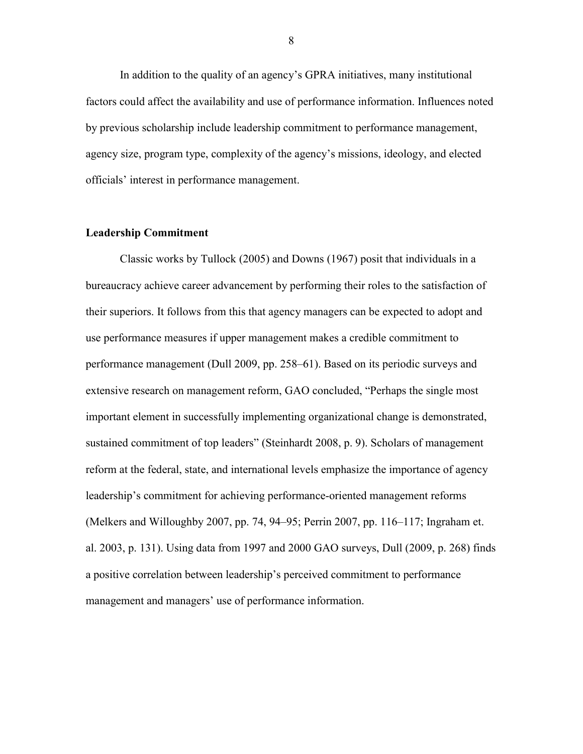In addition to the quality of an agency's GPRA initiatives, many institutional factors could affect the availability and use of performance information. Influences noted by previous scholarship include leadership commitment to performance management, agency size, program type, complexity of the agency's missions, ideology, and elected officials' interest in performance management.

## Leadership Commitment

Classic works by Tullock (2005) and Downs (1967) posit that individuals in a bureaucracy achieve career advancement by performing their roles to the satisfaction of their superiors. It follows from this that agency managers can be expected to adopt and use performance measures if upper management makes a credible commitment to performance management (Dull 2009, pp. 258–61). Based on its periodic surveys and extensive research on management reform, GAO concluded, "Perhaps the single most important element in successfully implementing organizational change is demonstrated, sustained commitment of top leaders" (Steinhardt 2008, p. 9). Scholars of management reform at the federal, state, and international levels emphasize the importance of agency leadership's commitment for achieving performance-oriented management reforms (Melkers and Willoughby 2007, pp. 74, 94–95; Perrin 2007, pp. 116–117; Ingraham et. al. 2003, p. 131). Using data from 1997 and 2000 GAO surveys, Dull (2009, p. 268) finds a positive correlation between leadership's perceived commitment to performance management and managers' use of performance information.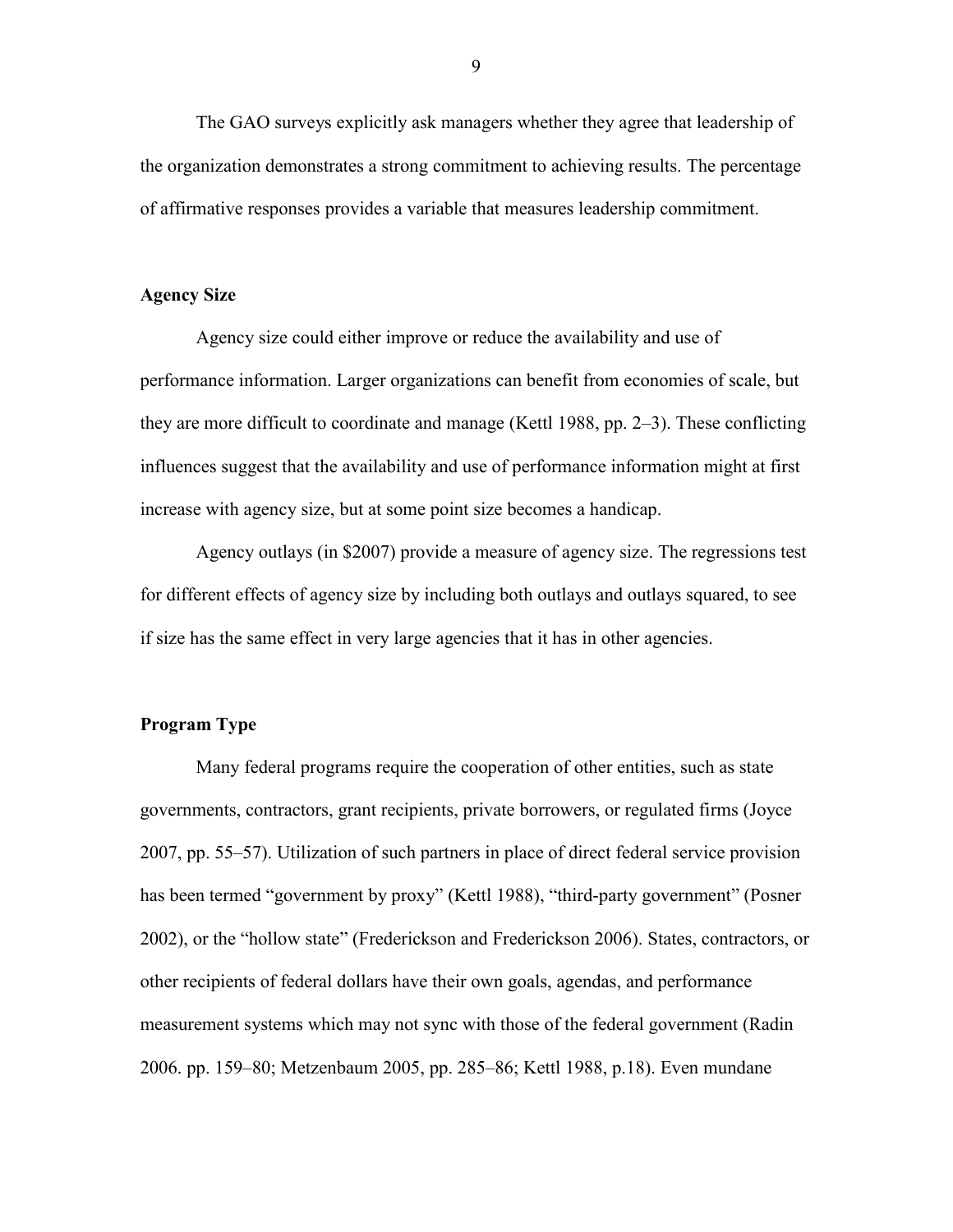The GAO surveys explicitly ask managers whether they agree that leadership of the organization demonstrates a strong commitment to achieving results. The percentage of affirmative responses provides a variable that measures leadership commitment.

### Agency Size

Agency size could either improve or reduce the availability and use of performance information. Larger organizations can benefit from economies of scale, but they are more difficult to coordinate and manage (Kettl 1988, pp. 2–3). These conflicting influences suggest that the availability and use of performance information might at first increase with agency size, but at some point size becomes a handicap.

Agency outlays (in $2007) provide a measure of agency size. The regressions test for different effects of agency size by including both outlays and outlays squared, to see if size has the same effect in very large agencies that it has in other agencies.

### Program Type

Many federal programs require the cooperation of other entities, such as state governments, contractors, grant recipients, private borrowers, or regulated firms (Joyce 2007, pp. 55–57). Utilization of such partners in place of direct federal service provision has been termed "government by proxy" (Kettl 1988), "third-party government" (Posner 2002), or the "hollow state" (Frederickson and Frederickson 2006). States, contractors, or other recipients of federal dollars have their own goals, agendas, and performance measurement systems which may not sync with those of the federal government (Radin 2006. pp. 159–80; Metzenbaum 2005, pp. 285–86; Kettl 1988, p.18). Even mundane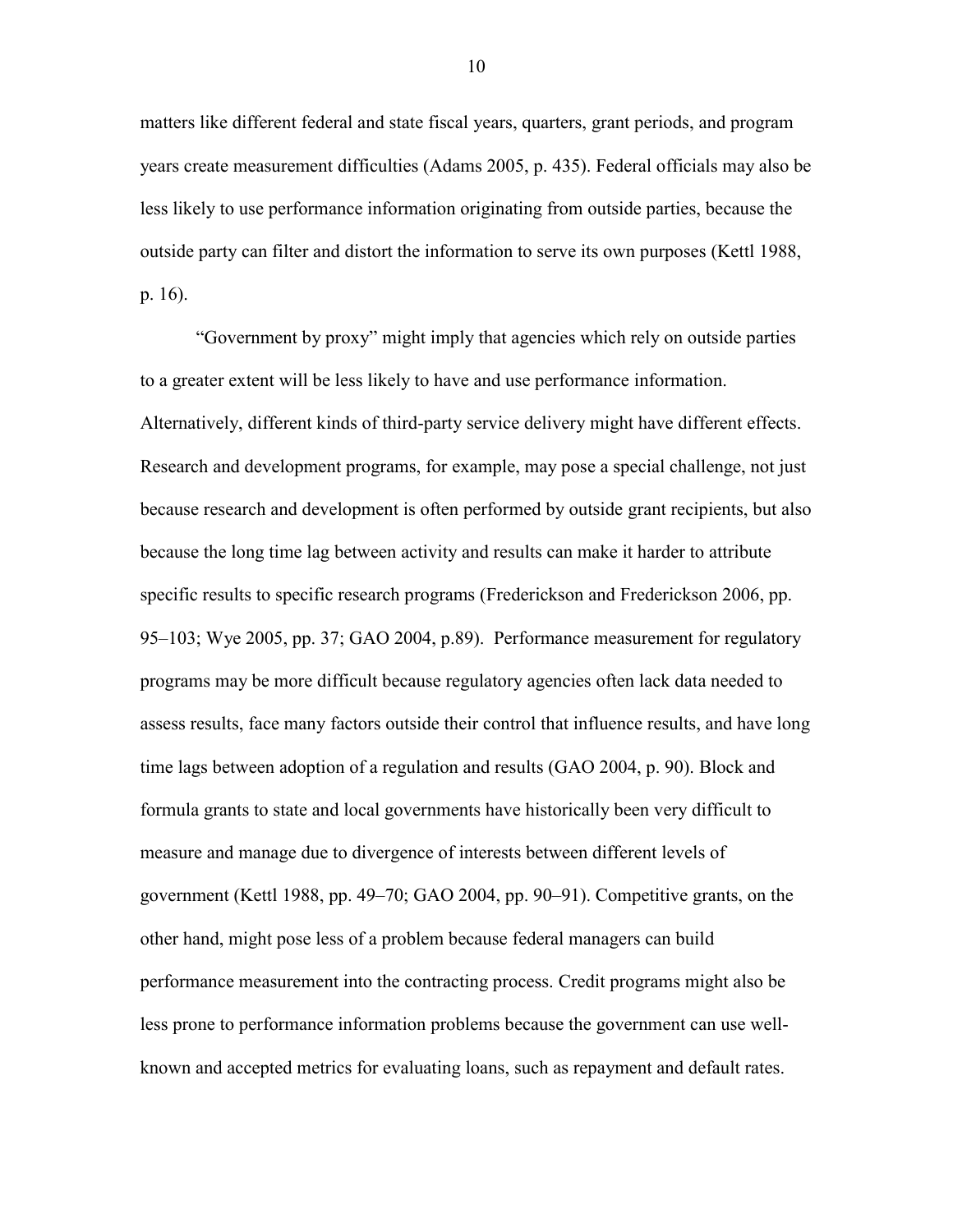matters like different federal and state fiscal years, quarters, grant periods, and program years create measurement difficulties (Adams 2005, p. 435). Federal officials may also be less likely to use performance information originating from outside parties, because the outside party can filter and distort the information to serve its own purposes (Kettl 1988, p. 16).

"Government by proxy" might imply that agencies which rely on outside parties to a greater extent will be less likely to have and use performance information. Alternatively, different kinds of third-party service delivery might have different effects. Research and development programs, for example, may pose a special challenge, not just because research and development is often performed by outside grant recipients, but also because the long time lag between activity and results can make it harder to attribute specific results to specific research programs (Frederickson and Frederickson 2006, pp. 95–103; Wye 2005, pp. 37; GAO 2004, p.89). Performance measurement for regulatory programs may be more difficult because regulatory agencies often lack data needed to assess results, face many factors outside their control that influence results, and have long time lags between adoption of a regulation and results (GAO 2004, p. 90). Block and formula grants to state and local governments have historically been very difficult to measure and manage due to divergence of interests between different levels of government (Kettl 1988, pp. 49–70; GAO 2004, pp. 90–91). Competitive grants, on the other hand, might pose less of a problem because federal managers can build performance measurement into the contracting process. Credit programs might also be less prone to performance information problems because the government can use well-known and accepted metrics for evaluating loans, such as repayment and default rates.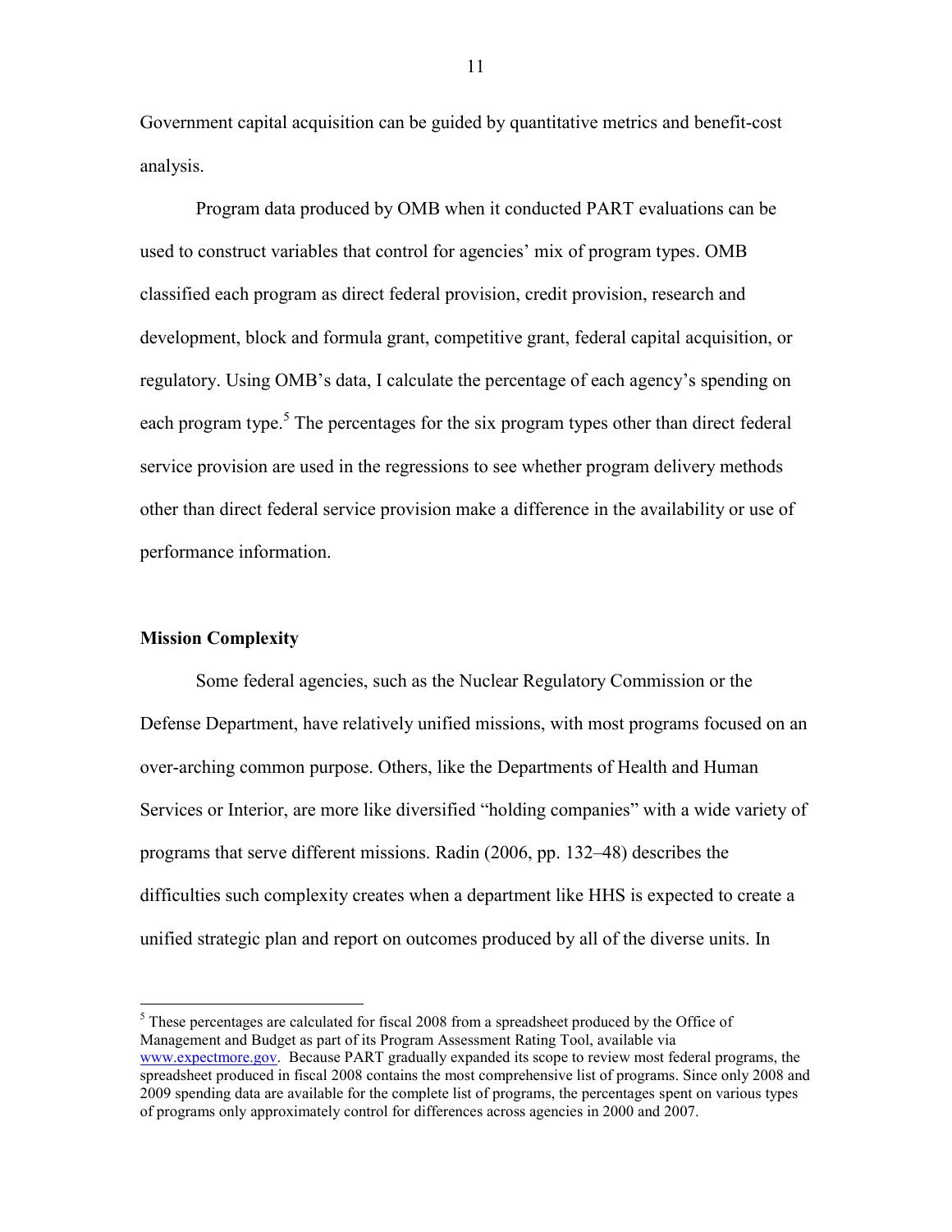Government capital acquisition can be guided by quantitative metrics and benefit-cost analysis.

Program data produced by OMB when it conducted PART evaluations can be used to construct variables that control for agencies' mix of program types. OMB classified each program as direct federal provision, credit provision, research and development, block and formula grant, competitive grant, federal capital acquisition, or regulatory. Using OMB's data, I calculate the percentage of each agency's spending on each program type.[5] The percentages for the six program types other than direct federal service provision are used in the regressions to see whether program delivery methods other than direct federal service provision make a difference in the availability or use of performance information.

### Mission Complexity

Some federal agencies, such as the Nuclear Regulatory Commission or the Defense Department, have relatively unified missions, with most programs focused on an over-arching common purpose. Others, like the Departments of Health and Human Services or Interior, are more like diversified "holding companies" with a wide variety of programs that serve different missions. Radin (2006, pp. 132–48) describes the difficulties such complexity creates when a department like HHS is expected to create a unified strategic plan and report on outcomes produced by all of the diverse units. In

---

[5] These percentages are calculated for fiscal 2008 from a spreadsheet produced by the Office of Management and Budget as part of its Program Assessment Rating Tool, available via www.expectmore.gov. Because PART gradually expanded its scope to review most federal programs, the spreadsheet produced in fiscal 2008 contains the most comprehensive list of programs. Since only 2008 and 2009 spending data are available for the complete list of programs, the percentages spent on various types of programs only approximately control for differences across agencies in 2000 and 2007.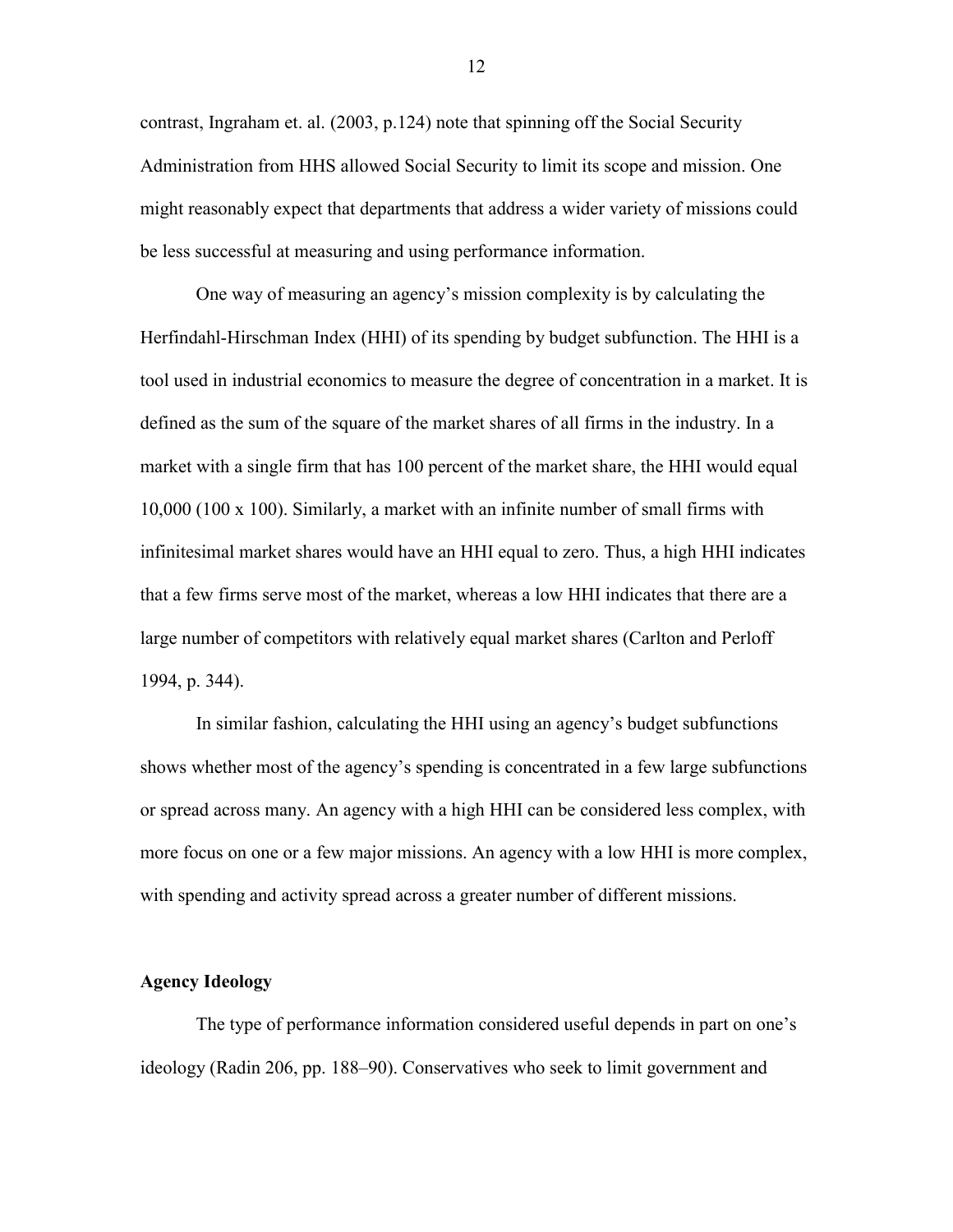contrast, Ingraham et. al. (2003, p.124) note that spinning off the Social Security Administration from HHS allowed Social Security to limit its scope and mission. One might reasonably expect that departments that address a wider variety of missions could be less successful at measuring and using performance information.

One way of measuring an agency's mission complexity is by calculating the Herfindahl-Hirschman Index (HHI) of its spending by budget subfunction. The HHI is a tool used in industrial economics to measure the degree of concentration in a market. It is defined as the sum of the square of the market shares of all firms in the industry. In a market with a single firm that has 100 percent of the market share, the HHI would equal 10,000 (100 x 100). Similarly, a market with an infinite number of small firms with infinitesimal market shares would have an HHI equal to zero. Thus, a high HHI indicates that a few firms serve most of the market, whereas a low HHI indicates that there are a large number of competitors with relatively equal market shares (Carlton and Perloff 1994, p. 344).

In similar fashion, calculating the HHI using an agency's budget subfunctions shows whether most of the agency's spending is concentrated in a few large subfunctions or spread across many. An agency with a high HHI can be considered less complex, with more focus on one or a few major missions. An agency with a low HHI is more complex, with spending and activity spread across a greater number of different missions.

### Agency Ideology

The type of performance information considered useful depends in part on one's ideology (Radin 206, pp. 188–90). Conservatives who seek to limit government and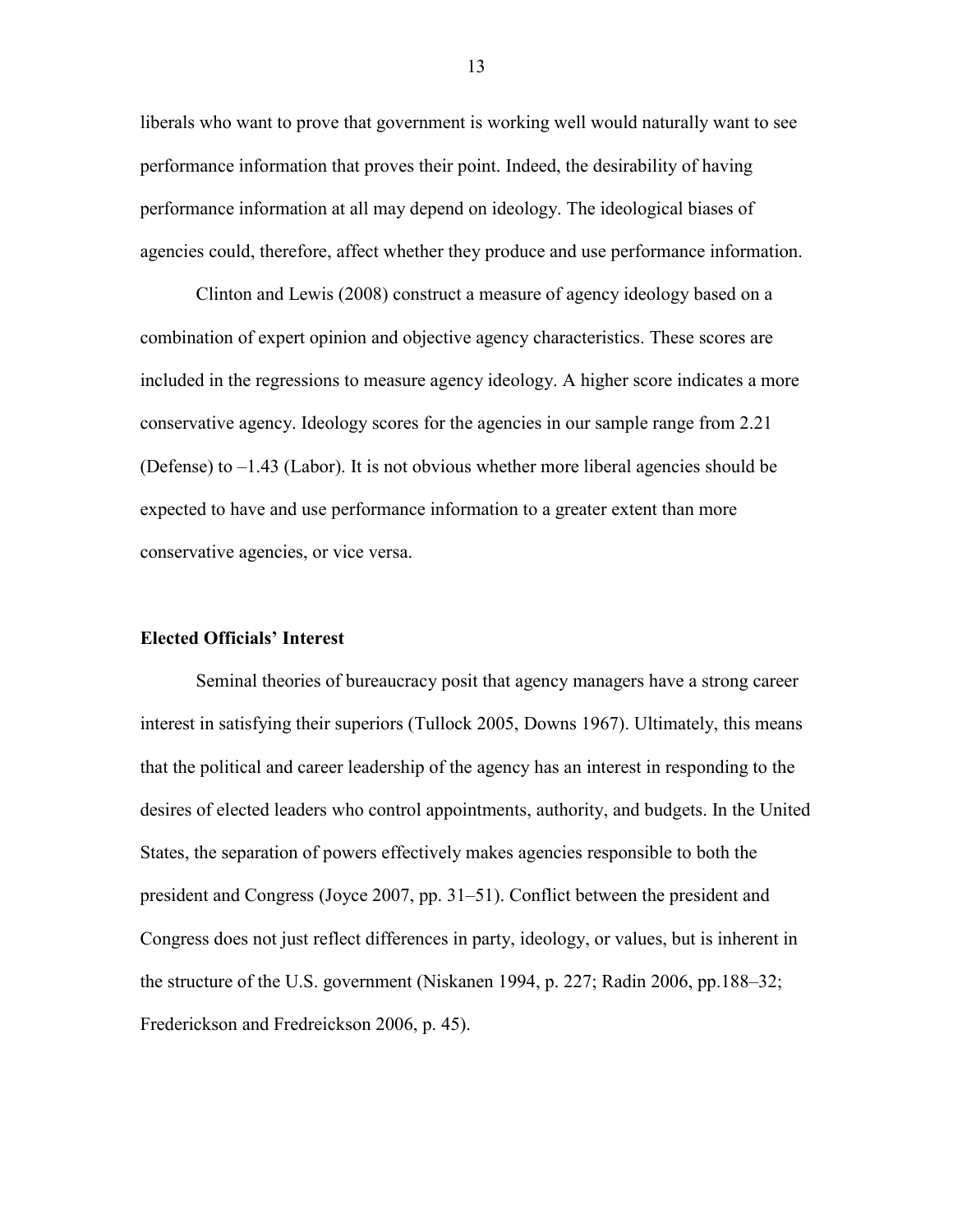liberals who want to prove that government is working well would naturally want to see performance information that proves their point. Indeed, the desirability of having performance information at all may depend on ideology. The ideological biases of agencies could, therefore, affect whether they produce and use performance information.

Clinton and Lewis (2008) construct a measure of agency ideology based on a combination of expert opinion and objective agency characteristics. These scores are included in the regressions to measure agency ideology. A higher score indicates a more conservative agency. Ideology scores for the agencies in our sample range from 2.21 (Defense) to –1.43 (Labor). It is not obvious whether more liberal agencies should be expected to have and use performance information to a greater extent than more conservative agencies, or vice versa.

**Elected Officials' Interest**

Seminal theories of bureaucracy posit that agency managers have a strong career interest in satisfying their superiors (Tullock 2005, Downs 1967). Ultimately, this means that the political and career leadership of the agency has an interest in responding to the desires of elected leaders who control appointments, authority, and budgets. In the United States, the separation of powers effectively makes agencies responsible to both the president and Congress (Joyce 2007, pp. 31–51). Conflict between the president and Congress does not just reflect differences in party, ideology, or values, but is inherent in the structure of the U.S. government (Niskanen 1994, p. 227; Radin 2006, pp.188–32; Frederickson and Fredreickson 2006, p. 45).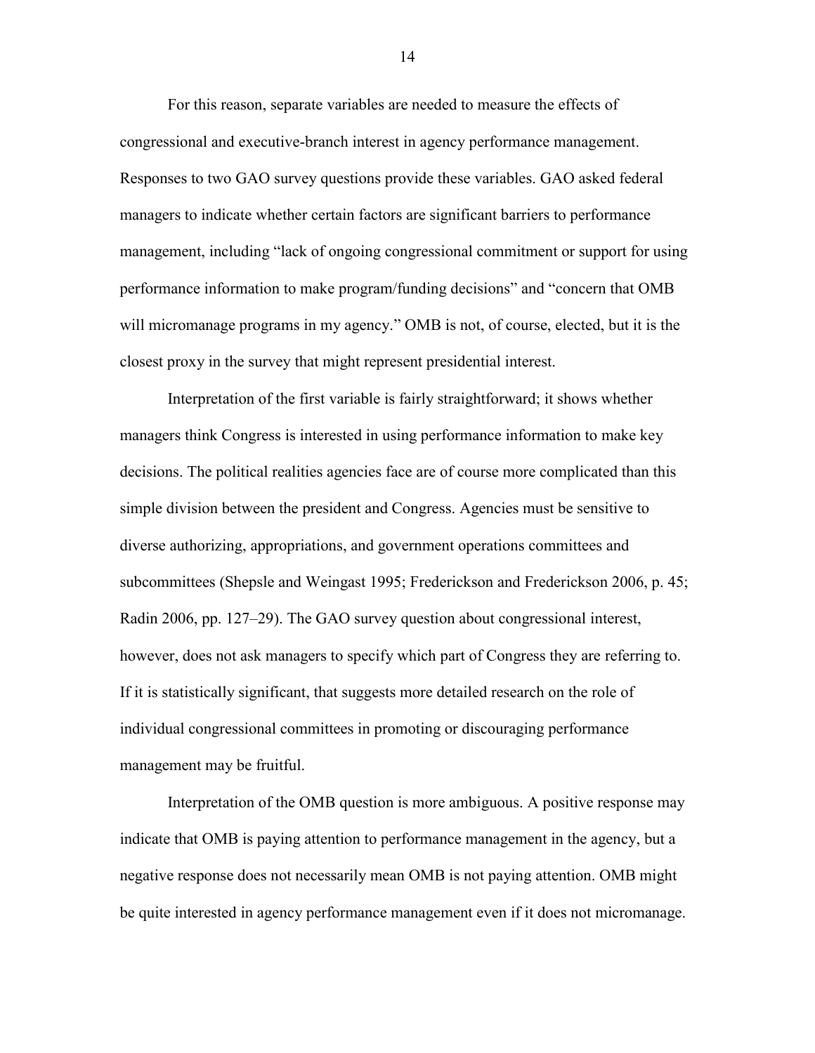For this reason, separate variables are needed to measure the effects of congressional and executive-branch interest in agency performance management. Responses to two GAO survey questions provide these variables. GAO asked federal managers to indicate whether certain factors are significant barriers to performance management, including "lack of ongoing congressional commitment or support for using performance information to make program/funding decisions" and "concern that OMB will micromanage programs in my agency." OMB is not, of course, elected, but it is the closest proxy in the survey that might represent presidential interest.

Interpretation of the first variable is fairly straightforward; it shows whether managers think Congress is interested in using performance information to make key decisions. The political realities agencies face are of course more complicated than this simple division between the president and Congress. Agencies must be sensitive to diverse authorizing, appropriations, and government operations committees and subcommittees (Shepsle and Weingast 1995; Frederickson and Frederickson 2006, p. 45; Radin 2006, pp. 127–29). The GAO survey question about congressional interest, however, does not ask managers to specify which part of Congress they are referring to. If it is statistically significant, that suggests more detailed research on the role of individual congressional committees in promoting or discouraging performance management may be fruitful.

Interpretation of the OMB question is more ambiguous. A positive response may indicate that OMB is paying attention to performance management in the agency, but a negative response does not necessarily mean OMB is not paying attention. OMB might be quite interested in agency performance management even if it does not micromanage.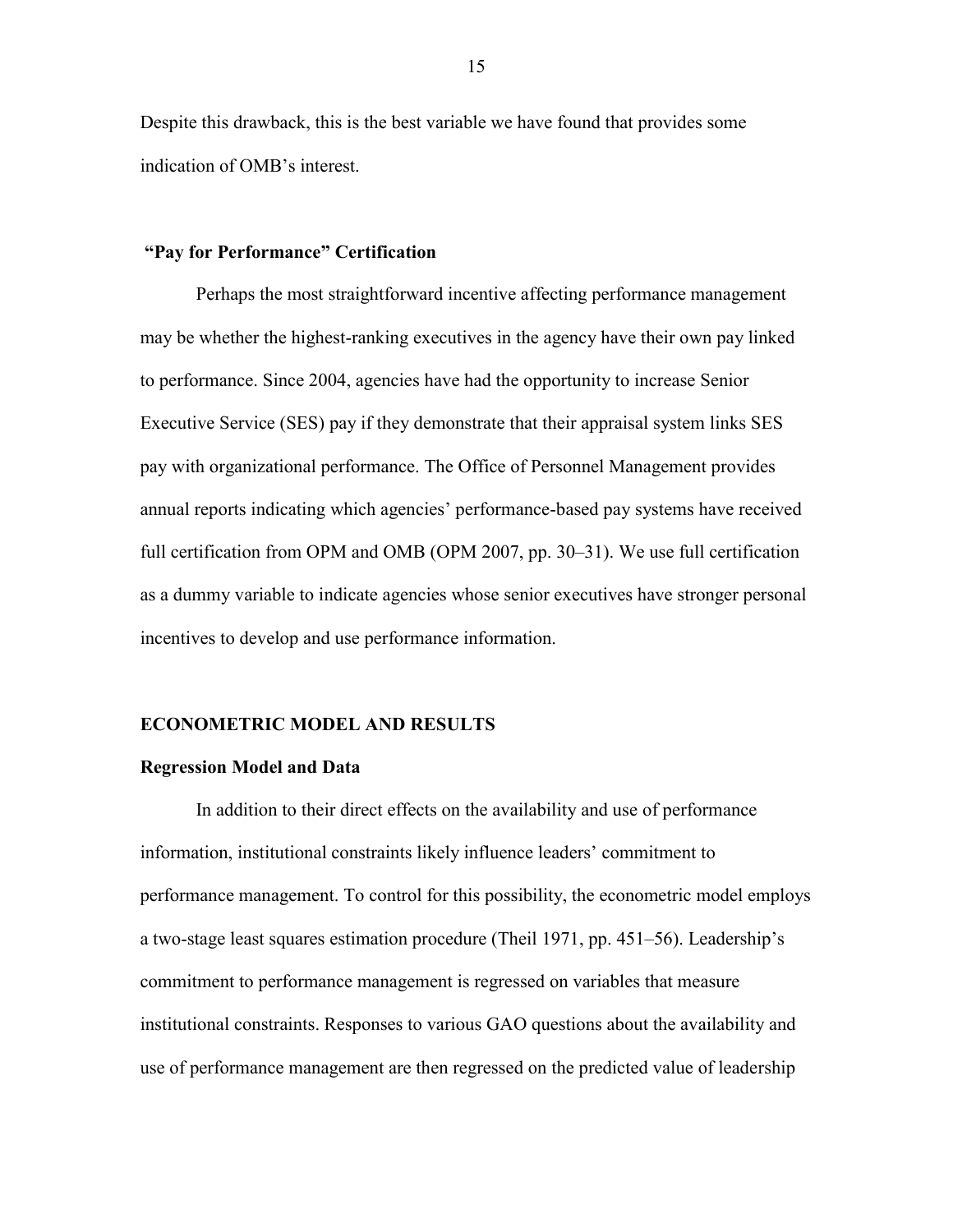Despite this drawback, this is the best variable we have found that provides some indication of OMB's interest.

### "Pay for Performance" Certification

Perhaps the most straightforward incentive affecting performance management may be whether the highest-ranking executives in the agency have their own pay linked to performance. Since 2004, agencies have had the opportunity to increase Senior Executive Service (SES) pay if they demonstrate that their appraisal system links SES pay with organizational performance. The Office of Personnel Management provides annual reports indicating which agencies' performance-based pay systems have received full certification from OPM and OMB (OPM 2007, pp. 30–31). We use full certification as a dummy variable to indicate agencies whose senior executives have stronger personal incentives to develop and use performance information.

## ECONOMETRIC MODEL AND RESULTS

### Regression Model and Data

In addition to their direct effects on the availability and use of performance information, institutional constraints likely influence leaders' commitment to performance management. To control for this possibility, the econometric model employs a two-stage least squares estimation procedure (Theil 1971, pp. 451–56). Leadership's commitment to performance management is regressed on variables that measure institutional constraints. Responses to various GAO questions about the availability and use of performance management are then regressed on the predicted value of leadership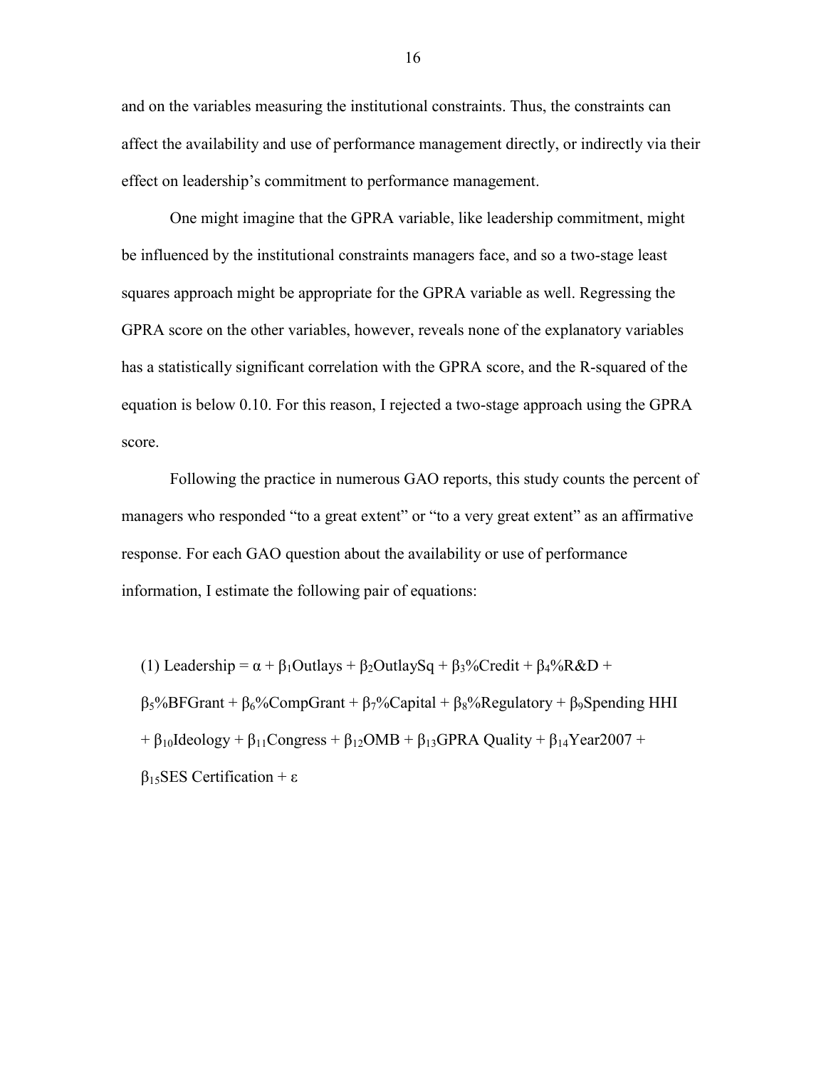and on the variables measuring the institutional constraints. Thus, the constraints can affect the availability and use of performance management directly, or indirectly via their effect on leadership's commitment to performance management.

One might imagine that the GPRA variable, like leadership commitment, might be influenced by the institutional constraints managers face, and so a two-stage least squares approach might be appropriate for the GPRA variable as well. Regressing the GPRA score on the other variables, however, reveals none of the explanatory variables has a statistically significant correlation with the GPRA score, and the R-squared of the equation is below 0.10. For this reason, I rejected a two-stage approach using the GPRA score.

Following the practice in numerous GAO reports, this study counts the percent of managers who responded "to a great extent" or "to a very great extent" as an affirmative response. For each GAO question about the availability or use of performance information, I estimate the following pair of equations:

(1) $\text{Leadership} = \alpha + \beta_1\text{Outlays} + \beta_2\text{OutlaySq} + \beta_3\text{\%Credit} + \beta_4\text{\%R\&D} + \beta_5\text{\%BFGrant} + \beta_6\text{\%CompGrant} + \beta_7\text{\%Capital} + \beta_8\text{\%Regulatory} + \beta_9\text{Spending HHI} + \beta_{10}\text{Ideology} + \beta_{11}\text{Congress} + \beta_{12}\text{OMB} + \beta_{13}\text{GPRA Quality} + \beta_{14}\text{Year2007} + \beta_{15}\text{SES Certification} + \varepsilon$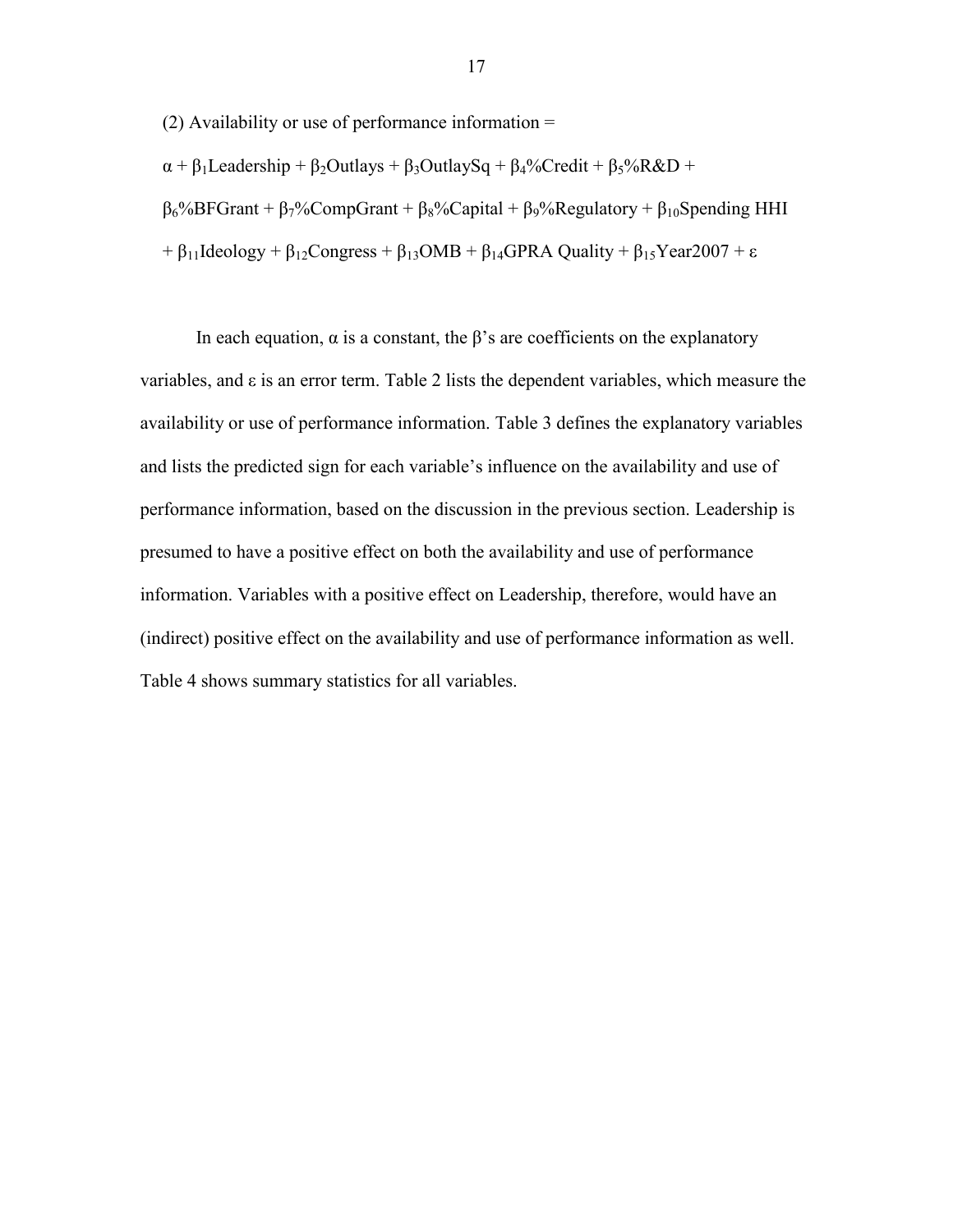(2) Availability or use of performance information =

$\alpha + \beta_1$Leadership + $\beta_2$Outlays + $\beta_3$OutlaySq + $\beta_4$%Credit + $\beta_5$%R&D +

$\beta_6$%BFGrant + $\beta_7$%CompGrant + $\beta_8$%Capital + $\beta_9$%Regulatory + $\beta_{10}$Spending HHI

+ $\beta_{11}$Ideology + $\beta_{12}$Congress + $\beta_{13}$OMB + $\beta_{14}$GPRA Quality + $\beta_{15}$Year2007 + $\varepsilon$

In each equation, $\alpha$ is a constant, the $\beta$'s are coefficients on the explanatory variables, and $\varepsilon$ is an error term. Table 2 lists the dependent variables, which measure the availability or use of performance information. Table 3 defines the explanatory variables and lists the predicted sign for each variable's influence on the availability and use of performance information, based on the discussion in the previous section. Leadership is presumed to have a positive effect on both the availability and use of performance information. Variables with a positive effect on Leadership, therefore, would have an (indirect) positive effect on the availability and use of performance information as well. Table 4 shows summary statistics for all variables.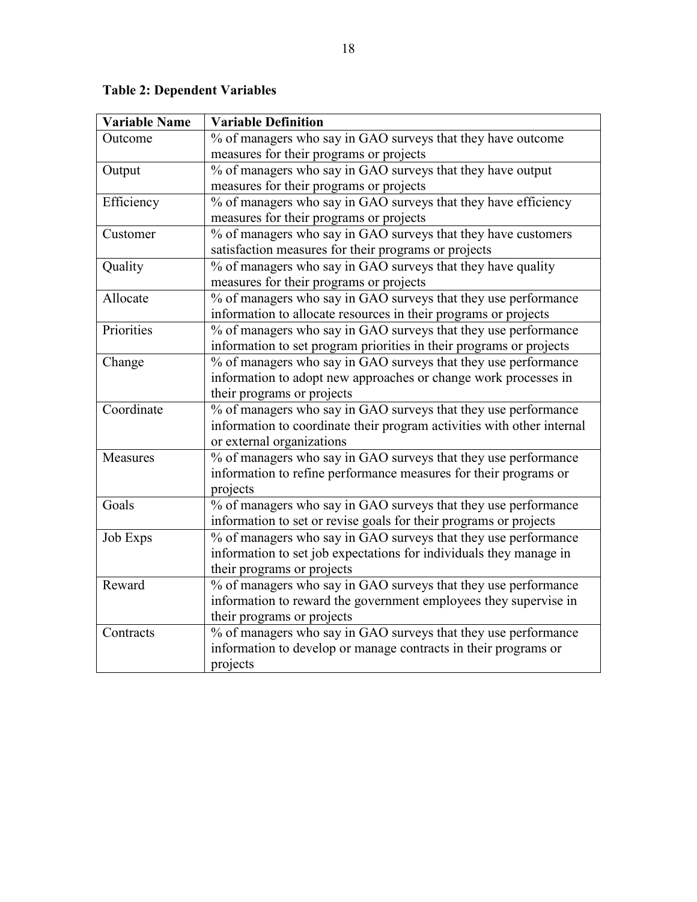**Table 2: Dependent Variables**

| Variable Name | Variable Definition |
|---|---|
| Outcome | % of managers who say in GAO surveys that they have outcome measures for their programs or projects |
| Output | % of managers who say in GAO surveys that they have output measures for their programs or projects |
| Efficiency | % of managers who say in GAO surveys that they have efficiency measures for their programs or projects |
| Customer | % of managers who say in GAO surveys that they have customers satisfaction measures for their programs or projects |
| Quality | % of managers who say in GAO surveys that they have quality measures for their programs or projects |
| Allocate | % of managers who say in GAO surveys that they use performance information to allocate resources in their programs or projects |
| Priorities | % of managers who say in GAO surveys that they use performance information to set program priorities in their programs or projects |
| Change | % of managers who say in GAO surveys that they use performance information to adopt new approaches or change work processes in their programs or projects |
| Coordinate | % of managers who say in GAO surveys that they use performance information to coordinate their program activities with other internal or external organizations |
| Measures | % of managers who say in GAO surveys that they use performance information to refine performance measures for their programs or projects |
| Goals | % of managers who say in GAO surveys that they use performance information to set or revise goals for their programs or projects |
| Job Exps | % of managers who say in GAO surveys that they use performance information to set job expectations for individuals they manage in their programs or projects |
| Reward | % of managers who say in GAO surveys that they use performance information to reward the government employees they supervise in their programs or projects |
| Contracts | % of managers who say in GAO surveys that they use performance information to develop or manage contracts in their programs or projects |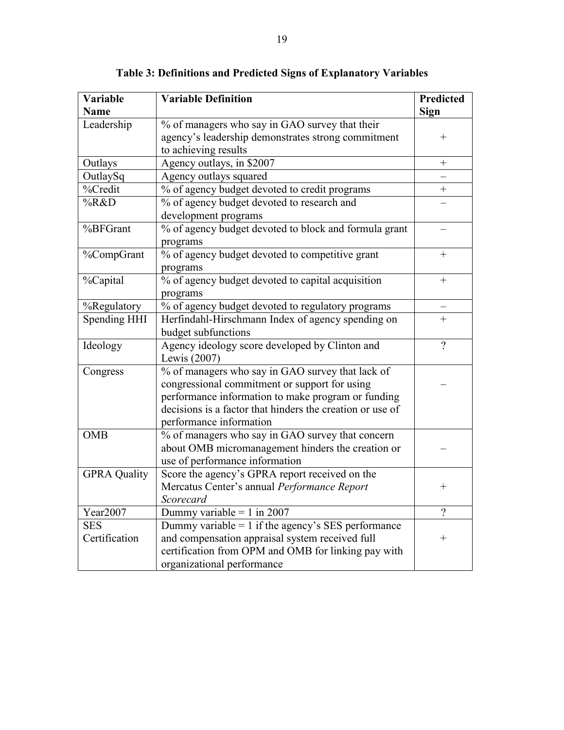**Table 3: Definitions and Predicted Signs of Explanatory Variables**

| Variable Name | Variable Definition | Predicted Sign |
|---|---|---|
| Leadership | % of managers who say in GAO survey that their agency's leadership demonstrates strong commitment to achieving results | + |
| Outlays | Agency outlays, in $2007 | + |
| OutlaySq | Agency outlays squared | – |
| %Credit | % of agency budget devoted to credit programs | + |
| %R&D | % of agency budget devoted to research and development programs | – |
| %BFGrant | % of agency budget devoted to block and formula grant programs | – |
| %CompGrant | % of agency budget devoted to competitive grant programs | + |
| %Capital | % of agency budget devoted to capital acquisition programs | + |
| %Regulatory | % of agency budget devoted to regulatory programs | – |
| Spending HHI | Herfindahl-Hirschmann Index of agency spending on budget subfunctions | + |
| Ideology | Agency ideology score developed by Clinton and Lewis (2007) | ? |
| Congress | % of managers who say in GAO survey that lack of congressional commitment or support for using performance information to make program or funding decisions is a factor that hinders the creation or use of performance information | – |
| OMB | % of managers who say in GAO survey that concern about OMB micromanagement hinders the creation or use of performance information | – |
| GPRA Quality | Score the agency's GPRA report received on the Mercatus Center's annual *Performance Report Scorecard* | + |
| Year2007 | Dummy variable = 1 in 2007 | ? |
| SES Certification | Dummy variable = 1 if the agency's SES performance and compensation appraisal system received full certification from OPM and OMB for linking pay with organizational performance | + |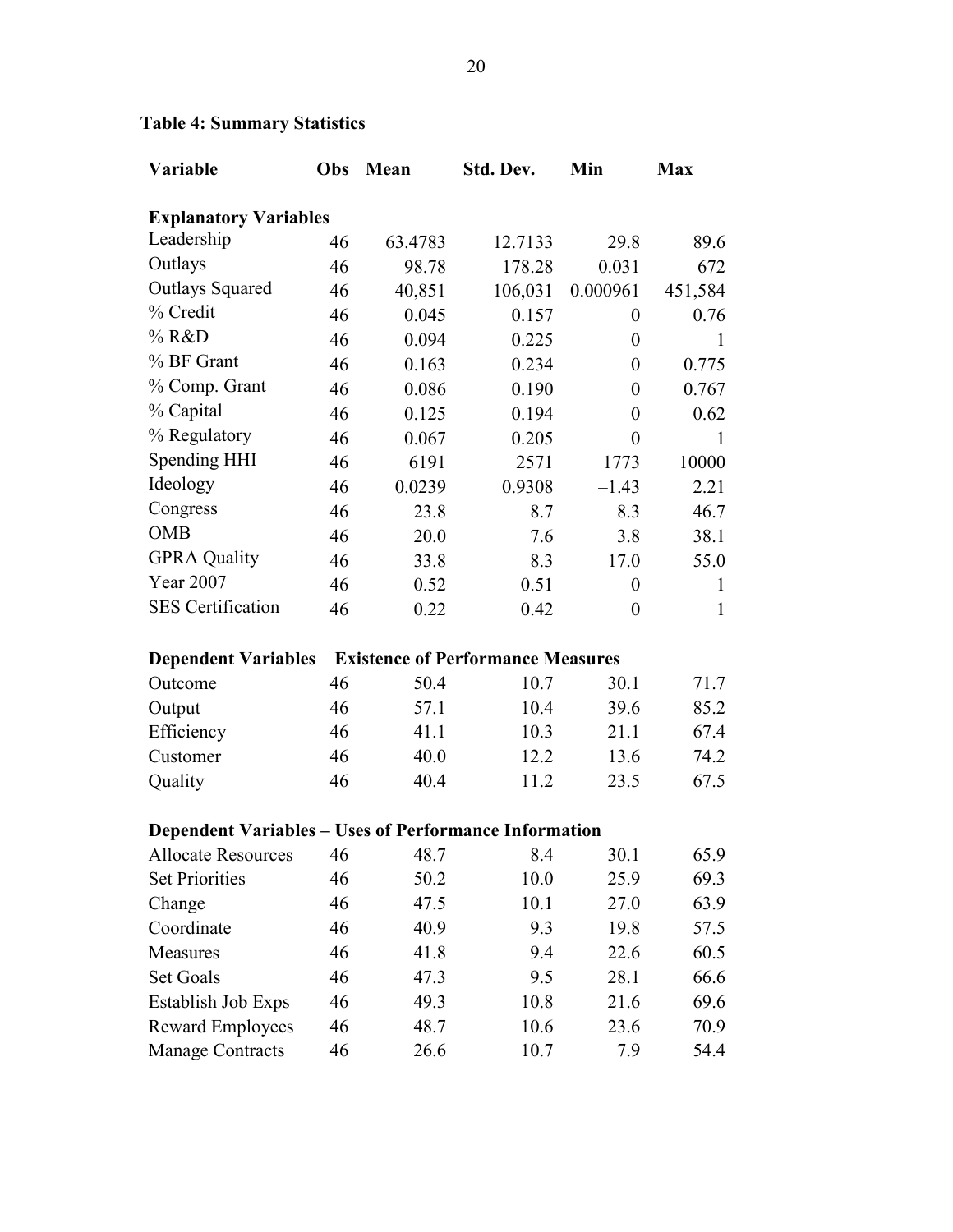**Table 4: Summary Statistics**

| Variable | Obs | Mean | Std. Dev. | Min | Max |
|---|---|---|---|---|---|
| **Explanatory Variables** | | | | | |
| Leadership | 46 | 63.4783 | 12.7133 | 29.8 | 89.6 |
| Outlays | 46 | 98.78 | 178.28 | 0.031 | 672 |
| Outlays Squared | 46 | 40,851 | 106,031 | 0.000961 | 451,584 |
| % Credit | 46 | 0.045 | 0.157 | 0 | 0.76 |
| % R&D | 46 | 0.094 | 0.225 | 0 | 1 |
| % BF Grant | 46 | 0.163 | 0.234 | 0 | 0.775 |
| % Comp. Grant | 46 | 0.086 | 0.190 | 0 | 0.767 |
| % Capital | 46 | 0.125 | 0.194 | 0 | 0.62 |
| % Regulatory | 46 | 0.067 | 0.205 | 0 | 1 |
| Spending HHI | 46 | 6191 | 2571 | 1773 | 10000 |
| Ideology | 46 | 0.0239 | 0.9308 | –1.43 | 2.21 |
| Congress | 46 | 23.8 | 8.7 | 8.3 | 46.7 |
| OMB | 46 | 20.0 | 7.6 | 3.8 | 38.1 |
| GPRA Quality | 46 | 33.8 | 8.3 | 17.0 | 55.0 |
| Year 2007 | 46 | 0.52 | 0.51 | 0 | 1 |
| SES Certification | 46 | 0.22 | 0.42 | 0 | 1 |
| **Dependent Variables – Existence of Performance Measures** | | | | | |
| Outcome | 46 | 50.4 | 10.7 | 30.1 | 71.7 |
| Output | 46 | 57.1 | 10.4 | 39.6 | 85.2 |
| Efficiency | 46 | 41.1 | 10.3 | 21.1 | 67.4 |
| Customer | 46 | 40.0 | 12.2 | 13.6 | 74.2 |
| Quality | 46 | 40.4 | 11.2 | 23.5 | 67.5 |
| **Dependent Variables – Uses of Performance Information** | | | | | |
| Allocate Resources | 46 | 48.7 | 8.4 | 30.1 | 65.9 |
| Set Priorities | 46 | 50.2 | 10.0 | 25.9 | 69.3 |
| Change | 46 | 47.5 | 10.1 | 27.0 | 63.9 |
| Coordinate | 46 | 40.9 | 9.3 | 19.8 | 57.5 |
| Measures | 46 | 41.8 | 9.4 | 22.6 | 60.5 |
| Set Goals | 46 | 47.3 | 9.5 | 28.1 | 66.6 |
| Establish Job Exps | 46 | 49.3 | 10.8 | 21.6 | 69.6 |
| Reward Employees | 46 | 48.7 | 10.6 | 23.6 | 70.9 |
| Manage Contracts | 46 | 26.6 | 10.7 | 7.9 | 54.4 |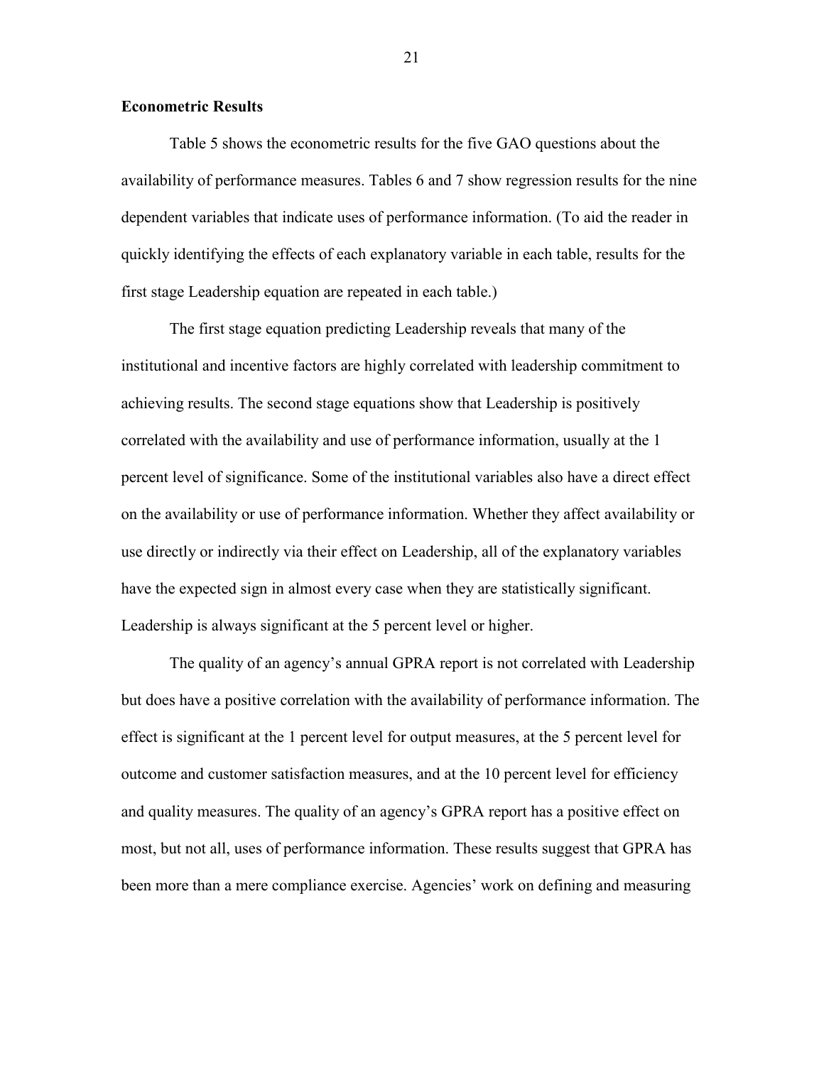**Econometric Results**

Table 5 shows the econometric results for the five GAO questions about the availability of performance measures. Tables 6 and 7 show regression results for the nine dependent variables that indicate uses of performance information. (To aid the reader in quickly identifying the effects of each explanatory variable in each table, results for the first stage Leadership equation are repeated in each table.)

The first stage equation predicting Leadership reveals that many of the institutional and incentive factors are highly correlated with leadership commitment to achieving results. The second stage equations show that Leadership is positively correlated with the availability and use of performance information, usually at the 1 percent level of significance. Some of the institutional variables also have a direct effect on the availability or use of performance information. Whether they affect availability or use directly or indirectly via their effect on Leadership, all of the explanatory variables have the expected sign in almost every case when they are statistically significant. Leadership is always significant at the 5 percent level or higher.

The quality of an agency's annual GPRA report is not correlated with Leadership but does have a positive correlation with the availability of performance information. The effect is significant at the 1 percent level for output measures, at the 5 percent level for outcome and customer satisfaction measures, and at the 10 percent level for efficiency and quality measures. The quality of an agency's GPRA report has a positive effect on most, but not all, uses of performance information. These results suggest that GPRA has been more than a mere compliance exercise. Agencies' work on defining and measuring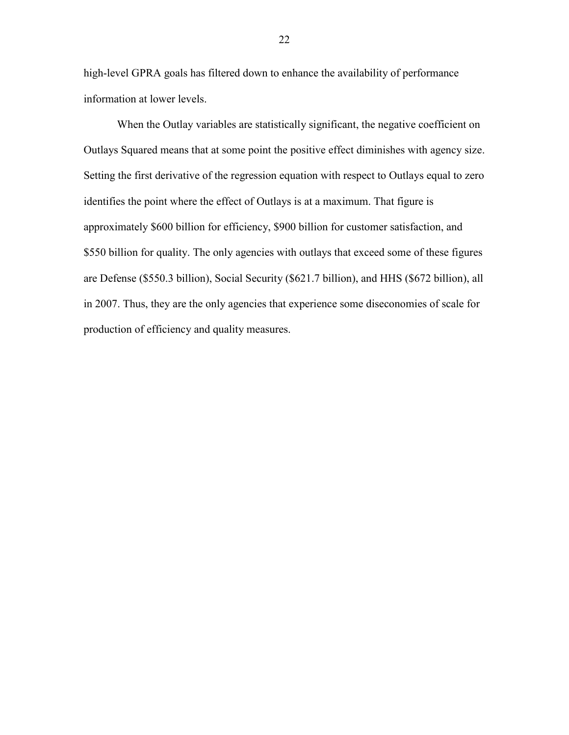high-level GPRA goals has filtered down to enhance the availability of performance information at lower levels.

When the Outlay variables are statistically significant, the negative coefficient on Outlays Squared means that at some point the positive effect diminishes with agency size. Setting the first derivative of the regression equation with respect to Outlays equal to zero identifies the point where the effect of Outlays is at a maximum. That figure is approximately $600 billion for efficiency, $900 billion for customer satisfaction, and $550 billion for quality. The only agencies with outlays that exceed some of these figures are Defense ($550.3 billion), Social Security ($621.7 billion), and HHS ($672 billion), all in 2007. Thus, they are the only agencies that experience some diseconomies of scale for production of efficiency and quality measures.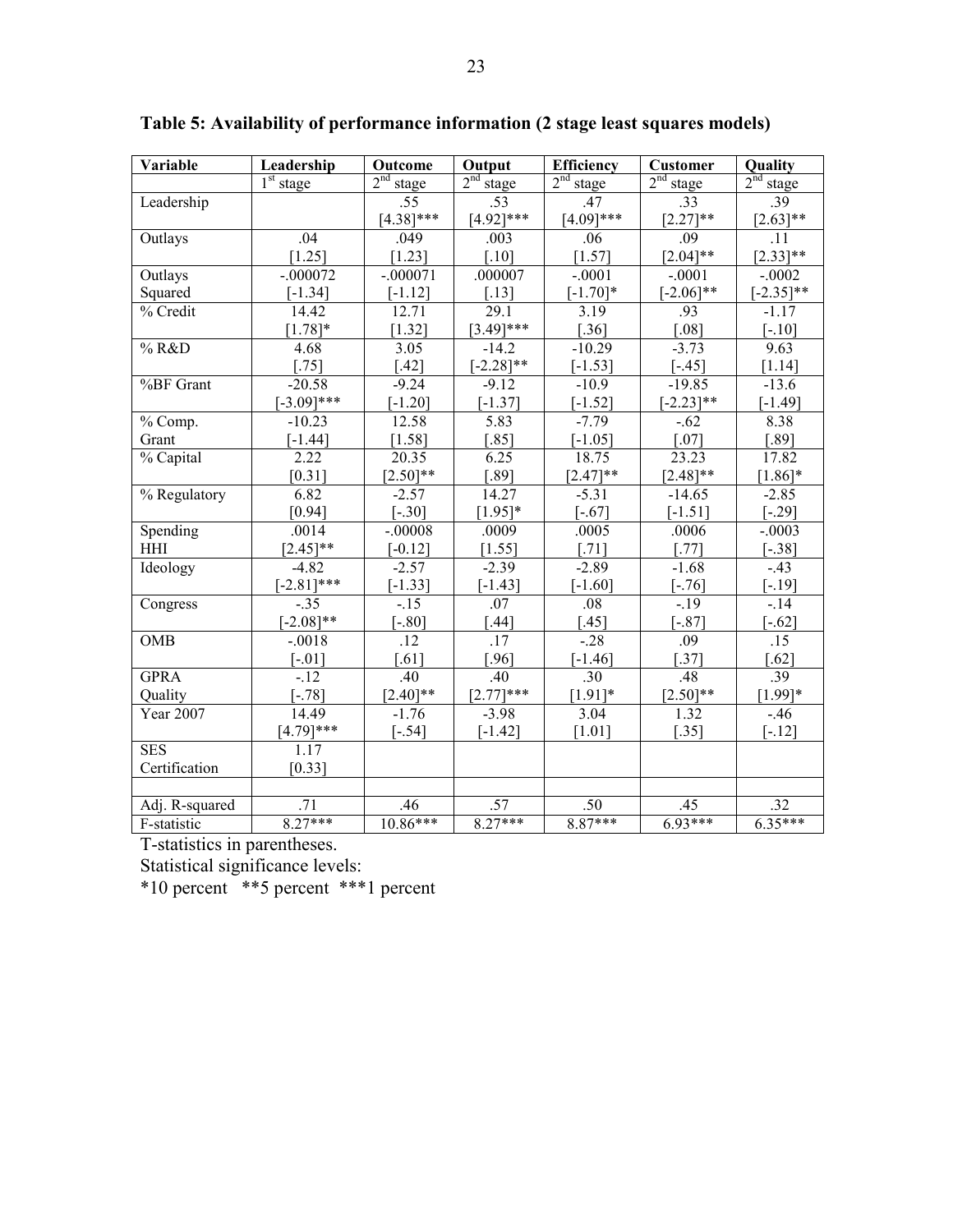**Table 5: Availability of performance information (2 stage least squares models)**

| Variable | Leadership | Outcome | Output | Efficiency | Customer | Quality |
|---|---|---|---|---|---|---|
| | 1st stage | 2nd stage | 2nd stage | 2nd stage | 2nd stage | 2nd stage |
| Leadership | | .55<br>[4.38]*** | .53<br>[4.92]*** | .47<br>[4.09]*** | .33<br>[2.27]** | .39<br>[2.63]** |
| Outlays | .04<br>[1.25] | .049<br>[1.23] | .003<br>[.10] | .06<br>[1.57] | .09<br>[2.04]** | .11<br>[2.33]** |
| Outlays Squared | -.000072<br>[-1.34] | -.000071<br>[-1.12] | .000007<br>[.13] | -.0001<br>[-1.70]* | -.0001<br>[-2.06]** | -.0002<br>[-2.35]** |
| % Credit | 14.42<br>[1.78]* | 12.71<br>[1.32] | 29.1<br>[3.49]*** | 3.19<br>[.36] | .93<br>[.08] | -1.17<br>[-.10] |
| % R&D | 4.68<br>[.75] | 3.05<br>[.42] | -14.2<br>[-2.28]** | -10.29<br>[-1.53] | -3.73<br>[-.45] | 9.63<br>[1.14] |
| %BF Grant | -20.58<br>[-3.09]*** | -9.24<br>[-1.20] | -9.12<br>[-1.37] | -10.9<br>[-1.52] | -19.85<br>[-2.23]** | -13.6<br>[-1.49] |
| % Comp. Grant | -10.23<br>[-1.44] | 12.58<br>[1.58] | 5.83<br>[.85] | -7.79<br>[-1.05] | -.62<br>[.07] | 8.38<br>[.89] |
| % Capital | 2.22<br>[0.31] | 20.35<br>[2.50]** | 6.25<br>[.89] | 18.75<br>[2.47]** | 23.23<br>[2.48]** | 17.82<br>[1.86]* |
| % Regulatory | 6.82<br>[0.94] | -2.57<br>[-.30] | 14.27<br>[1.95]* | -5.31<br>[-.67] | -14.65<br>[-1.51] | -2.85<br>[-.29] |
| Spending HHI | .0014<br>[2.45]** | -.00008<br>[-0.12] | .0009<br>[1.55] | .0005<br>[.71] | .0006<br>[.77] | -.0003<br>[-.38] |
| Ideology | -4.82<br>[-2.81]*** | -2.57<br>[-1.33] | -2.39<br>[-1.43] | -2.89<br>[-1.60] | -1.68<br>[-.76] | -.43<br>[-.19] |
| Congress | -.35<br>[-2.08]** | -.15<br>[-.80] | .07<br>[.44] | .08<br>[.45] | -.19<br>[-.87] | -.14<br>[-.62] |
| OMB | -.0018<br>[-.01] | .12<br>[.61] | .17<br>[.96] | -.28<br>[-1.46] | .09<br>[.37] | .15<br>[.62] |
| GPRA Quality | -.12<br>[-.78] | .40<br>[2.40]** | .40<br>[2.77]*** | .30<br>[1.91]* | .48<br>[2.50]** | .39<br>[1.99]* |
| Year 2007 | 14.49<br>[4.79]*** | -1.76<br>[-.54] | -3.98<br>[-1.42] | 3.04<br>[1.01] | 1.32<br>[.35] | -.46<br>[-.12] |
| SES Certification | 1.17<br>[0.33] | | | | | |
| | | | | | | |
| Adj. R-squared | .71 | .46 | .57 | .50 | .45 | .32 |
| F-statistic | 8.27*** | 10.86*** | 8.27*** | 8.87*** | 6.93*** | 6.35*** |

T-statistics in parentheses.

Statistical significance levels:

*10 percent **5 percent ***1 percent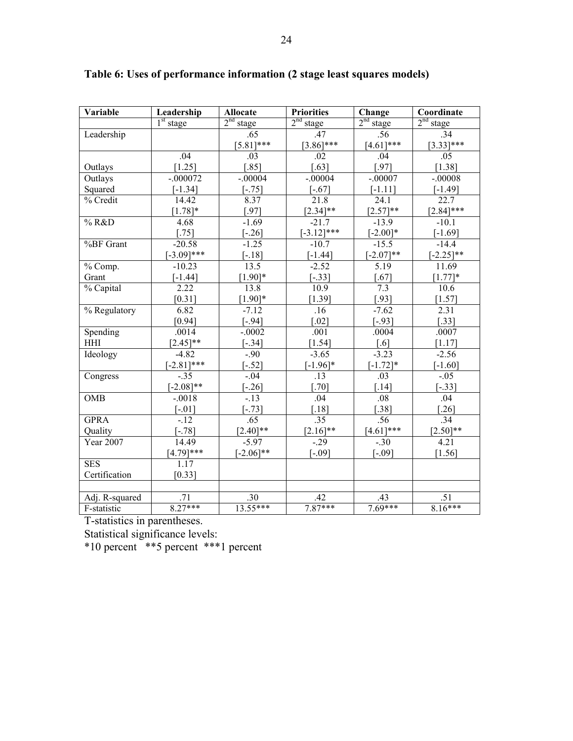**Table 6: Uses of performance information (2 stage least squares models)**

| Variable | Leadership | Allocate | Priorities | Change | Coordinate |
|---|---|---|---|---|---|
| | $1^{st}$ stage | $2^{nd}$ stage | $2^{nd}$ stage | $2^{nd}$ stage | $2^{nd}$ stage |
| Leadership | | .65<br>[5.81]*** | .47<br>[3.86]*** | .56<br>[4.61]*** | .34<br>[3.33]*** |
| Outlays | .04<br>[1.25] | .03<br>[.85] | .02<br>[.63] | .04<br>[.97] | .05<br>[1.38] |
| Outlays Squared | -.000072<br>[-1.34] | -.00004<br>[-.75] | -.00004<br>[-.67] | -.00007<br>[-1.11] | -.00008<br>[-1.49] |
| % Credit | 14.42<br>[1.78]* | 8.37<br>[.97] | 21.8<br>[2.34]** | 24.1<br>[2.57]** | 22.7<br>[2.84]*** |
| % R&D | 4.68<br>[.75] | -1.69<br>[-.26] | -21.7<br>[-3.12]*** | -13.9<br>[-2.00]* | -10.1<br>[-1.69] |
| %BF Grant | -20.58<br>[-3.09]*** | -1.25<br>[-.18] | -10.7<br>[-1.44] | -15.5<br>[-2.07]** | -14.4<br>[-2.25]** |
| % Comp. Grant | -10.23<br>[-1.44] | 13.5<br>[1.90]* | -2.52<br>[-.33] | 5.19<br>[.67] | 11.69<br>[1.77]* |
| % Capital | 2.22<br>[0.31] | 13.8<br>[1.90]* | 10.9<br>[1.39] | 7.3<br>[.93] | 10.6<br>[1.57] |
| % Regulatory | 6.82<br>[0.94] | -7.12<br>[-.94] | .16<br>[.02] | -7.62<br>[-.93] | 2.31<br>[.33] |
| Spending HHI | .0014<br>[2.45]** | -.0002<br>[-.34] | .001<br>[1.54] | .0004<br>[.6] | .0007<br>[1.17] |
| Ideology | -4.82<br>[-2.81]*** | -.90<br>[-.52] | -3.65<br>[-1.96]* | -3.23<br>[-1.72]* | -2.56<br>[-1.60] |
| Congress | -.35<br>[-2.08]** | -.04<br>[-.26] | .13<br>[.70] | .03<br>[.14] | -.05<br>[-.33] |
| OMB | -.0018<br>[-.01] | -.13<br>[-.73] | .04<br>[.18] | .08<br>[.38] | .04<br>[.26] |
| GPRA Quality | -.12<br>[-.78] | .65<br>[2.40]** | .35<br>[2.16]** | .56<br>[4.61]*** | .34<br>[2.50]** |
| Year 2007 | 14.49<br>[4.79]*** | -5.97<br>[-2.06]** | -.29<br>[-.09] | -.30<br>[-.09] | 4.21<br>[1.56] |
| SES Certification | 1.17<br>[0.33] | | | | |
| | | | | | |
| Adj. R-squared | .71 | .30 | .42 | .43 | .51 |
| F-statistic | 8.27*** | 13.55*** | 7.87*** | 7.69*** | 8.16*** |

T-statistics in parentheses.

Statistical significance levels:

*10 percent **5 percent ***1 percent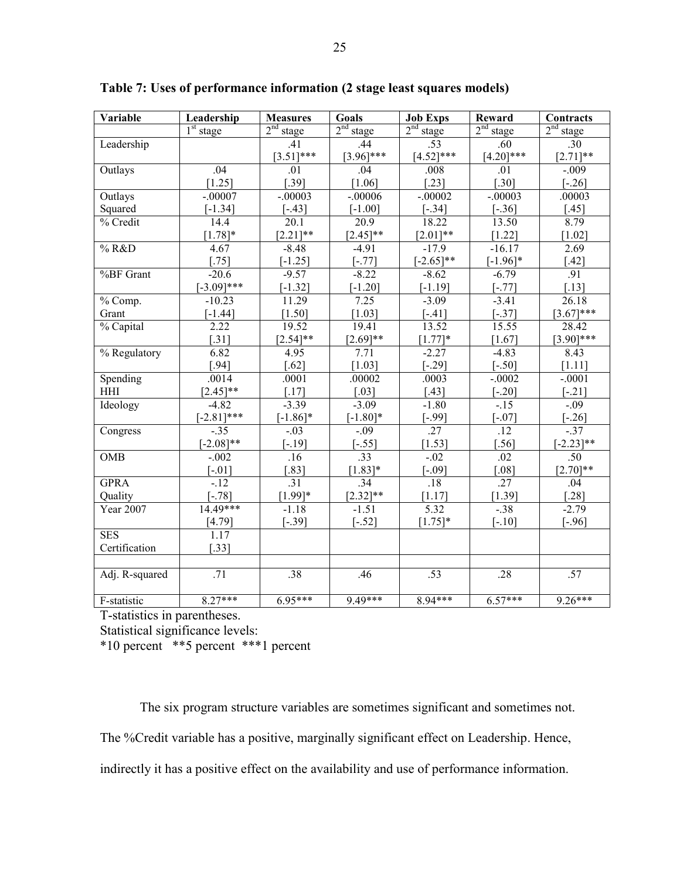**Table 7: Uses of performance information (2 stage least squares models)**

| Variable | Leadership | Measures | Goals | Job Exps | Reward | Contracts |
|---|---|---|---|---|---|---|
| | $1^{st}$ stage | $2^{nd}$ stage | $2^{nd}$ stage | $2^{nd}$ stage | $2^{nd}$ stage | $2^{nd}$ stage |
| Leadership | | .41 [3.51]*** | .44 [3.96]*** | .53 [4.52]*** | .60 [4.20]*** | .30 [2.71]** |
| Outlays | .04 [1.25] | .01 [.39] | .04 [1.06] | .008 [.23] | .01 [.30] | -.009 [-.26] |
| Outlays Squared | -.00007 [-1.34] | -.00003 [-.43] | -.00006 [-1.00] | -.00002 [-.34] | -.00003 [-.36] | .00003 [.45] |
| % Credit | 14.4 [1.78]* | 20.1 [2.21]** | 20.9 [2.45]** | 18.22 [2.01]** | 13.50 [1.22] | 8.79 [1.02] |
| % R&D | 4.67 [.75] | -8.48 [-1.25] | -4.91 [-.77] | -17.9 [-2.65]** | -16.17 [-1.96]* | 2.69 [.42] |
| %BF Grant | -20.6 [-3.09]*** | -9.57 [-1.32] | -8.22 [-1.20] | -8.62 [-1.19] | -6.79 [-.77] | .91 [.13] |
| % Comp. Grant | -10.23 [-1.44] | 11.29 [1.50] | 7.25 [1.03] | -3.09 [-.41] | -3.41 [-.37] | 26.18 [3.67]*** |
| % Capital | 2.22 [.31] | 19.52 [2.54]** | 19.41 [2.69]** | 13.52 [1.77]* | 15.55 [1.67] | 28.42 [3.90]*** |
| % Regulatory | 6.82 [.94] | 4.95 [.62] | 7.71 [1.03] | -2.27 [-.29] | -4.83 [-.50] | 8.43 [1.11] |
| Spending HHI | .0014 [2.45]** | .0001 [.17] | .00002 [.03] | .0003 [.43] | -.0002 [-.20] | -.0001 [-.21] |
| Ideology | -4.82 [-2.81]*** | -3.39 [-1.86]* | -3.09 [-1.80]* | -1.80 [-.99] | -.15 [-.07] | -.09 [-.26] |
| Congress | -.35 [-2.08]** | -.03 [-.19] | -.09 [-.55] | .27 [1.53] | .12 [.56] | -.37 [-2.23]** |
| OMB | -.002 [-.01] | .16 [.83] | .33 [1.83]* | -.02 [-.09] | .02 [.08] | .50 [2.70]** |
| GPRA Quality | -.12 [-.78] | .31 [1.99]* | .34 [2.32]** | .18 [1.17] | .27 [1.39] | .04 [.28] |
| Year 2007 | 14.49*** [4.79] | -1.18 [-.39] | -1.51 [-.52] | 5.32 [1.75]* | -.38 [-.10] | -2.79 [-.96] |
| SES Certification | 1.17 [.33] | | | | | |
| | | | | | | |
| Adj. R-squared | .71 | .38 | .46 | .53 | .28 | .57 |
| F-statistic | 8.27*** | 6.95*** | 9.49*** | 8.94*** | 6.57*** | 9.26*** |

T-statistics in parentheses.

Statistical significance levels:

*10 percent **5 percent ***1 percent

The six program structure variables are sometimes significant and sometimes not. The %Credit variable has a positive, marginally significant effect on Leadership. Hence, indirectly it has a positive effect on the availability and use of performance information.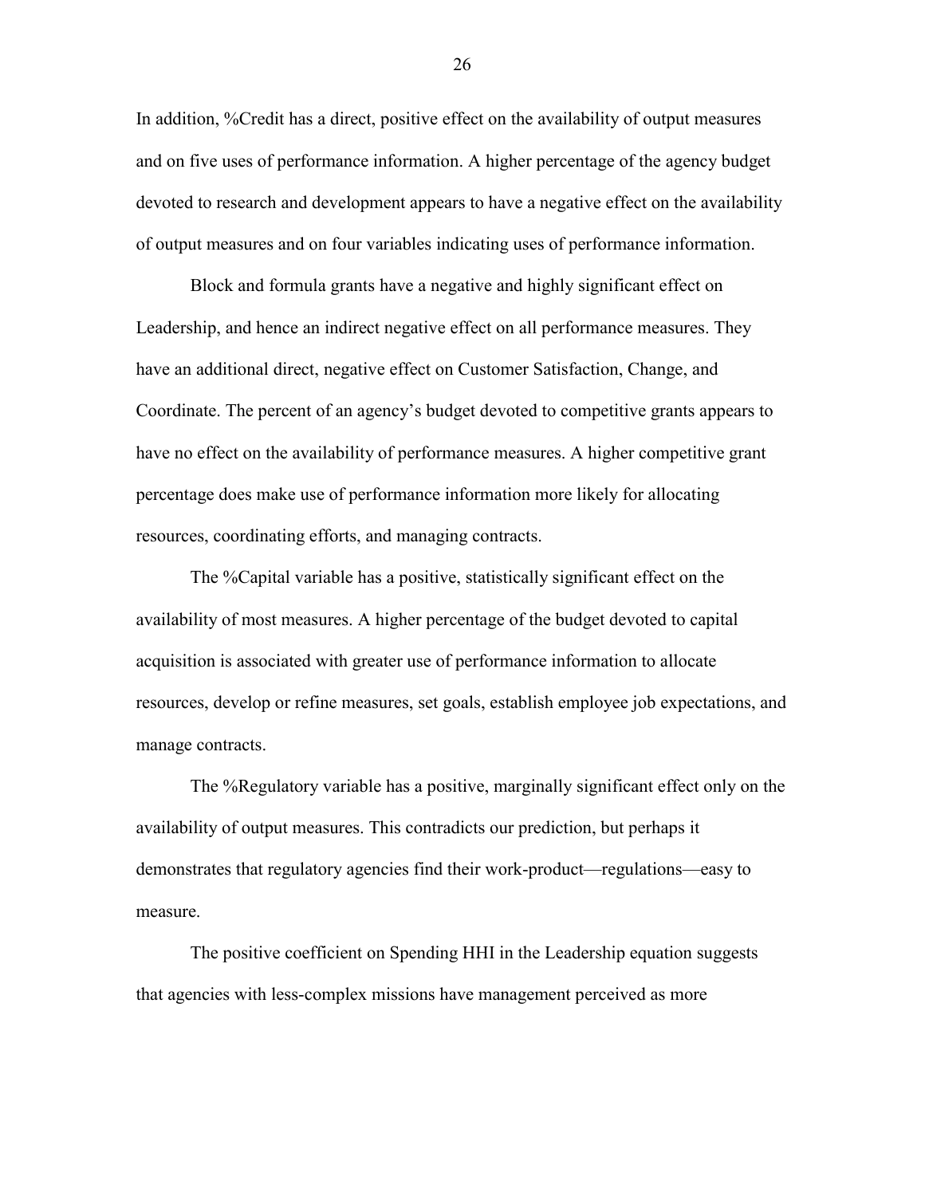In addition, %Credit has a direct, positive effect on the availability of output measures and on five uses of performance information. A higher percentage of the agency budget devoted to research and development appears to have a negative effect on the availability of output measures and on four variables indicating uses of performance information.

Block and formula grants have a negative and highly significant effect on Leadership, and hence an indirect negative effect on all performance measures. They have an additional direct, negative effect on Customer Satisfaction, Change, and Coordinate. The percent of an agency's budget devoted to competitive grants appears to have no effect on the availability of performance measures. A higher competitive grant percentage does make use of performance information more likely for allocating resources, coordinating efforts, and managing contracts.

The %Capital variable has a positive, statistically significant effect on the availability of most measures. A higher percentage of the budget devoted to capital acquisition is associated with greater use of performance information to allocate resources, develop or refine measures, set goals, establish employee job expectations, and manage contracts.

The %Regulatory variable has a positive, marginally significant effect only on the availability of output measures. This contradicts our prediction, but perhaps it demonstrates that regulatory agencies find their work-product—regulations—easy to measure.

The positive coefficient on Spending HHI in the Leadership equation suggests that agencies with less-complex missions have management perceived as more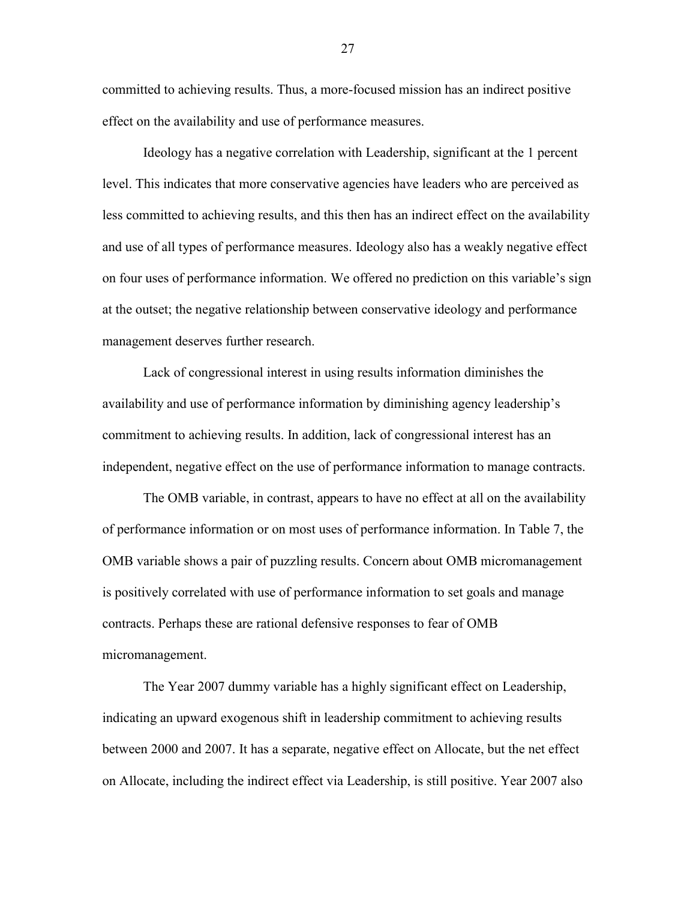committed to achieving results. Thus, a more-focused mission has an indirect positive effect on the availability and use of performance measures.

Ideology has a negative correlation with Leadership, significant at the 1 percent level. This indicates that more conservative agencies have leaders who are perceived as less committed to achieving results, and this then has an indirect effect on the availability and use of all types of performance measures. Ideology also has a weakly negative effect on four uses of performance information. We offered no prediction on this variable's sign at the outset; the negative relationship between conservative ideology and performance management deserves further research.

Lack of congressional interest in using results information diminishes the availability and use of performance information by diminishing agency leadership's commitment to achieving results. In addition, lack of congressional interest has an independent, negative effect on the use of performance information to manage contracts.

The OMB variable, in contrast, appears to have no effect at all on the availability of performance information or on most uses of performance information. In Table 7, the OMB variable shows a pair of puzzling results. Concern about OMB micromanagement is positively correlated with use of performance information to set goals and manage contracts. Perhaps these are rational defensive responses to fear of OMB micromanagement.

The Year 2007 dummy variable has a highly significant effect on Leadership, indicating an upward exogenous shift in leadership commitment to achieving results between 2000 and 2007. It has a separate, negative effect on Allocate, but the net effect on Allocate, including the indirect effect via Leadership, is still positive. Year 2007 also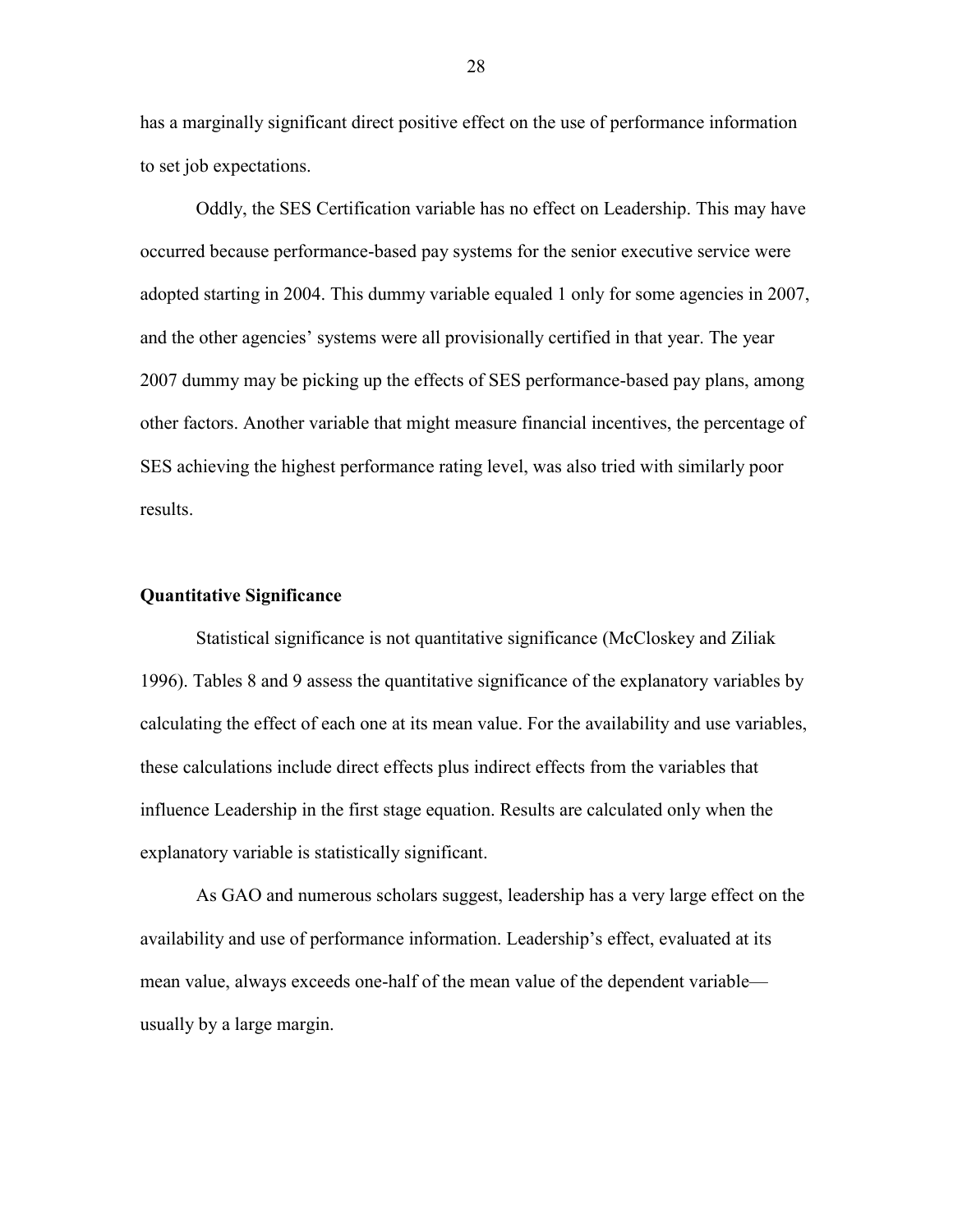has a marginally significant direct positive effect on the use of performance information to set job expectations.

Oddly, the SES Certification variable has no effect on Leadership. This may have occurred because performance-based pay systems for the senior executive service were adopted starting in 2004. This dummy variable equaled 1 only for some agencies in 2007, and the other agencies' systems were all provisionally certified in that year. The year 2007 dummy may be picking up the effects of SES performance-based pay plans, among other factors. Another variable that might measure financial incentives, the percentage of SES achieving the highest performance rating level, was also tried with similarly poor results.

**Quantitative Significance**

Statistical significance is not quantitative significance (McCloskey and Ziliak 1996). Tables 8 and 9 assess the quantitative significance of the explanatory variables by calculating the effect of each one at its mean value. For the availability and use variables, these calculations include direct effects plus indirect effects from the variables that influence Leadership in the first stage equation. Results are calculated only when the explanatory variable is statistically significant.

As GAO and numerous scholars suggest, leadership has a very large effect on the availability and use of performance information. Leadership's effect, evaluated at its mean value, always exceeds one-half of the mean value of the dependent variable—usually by a large margin.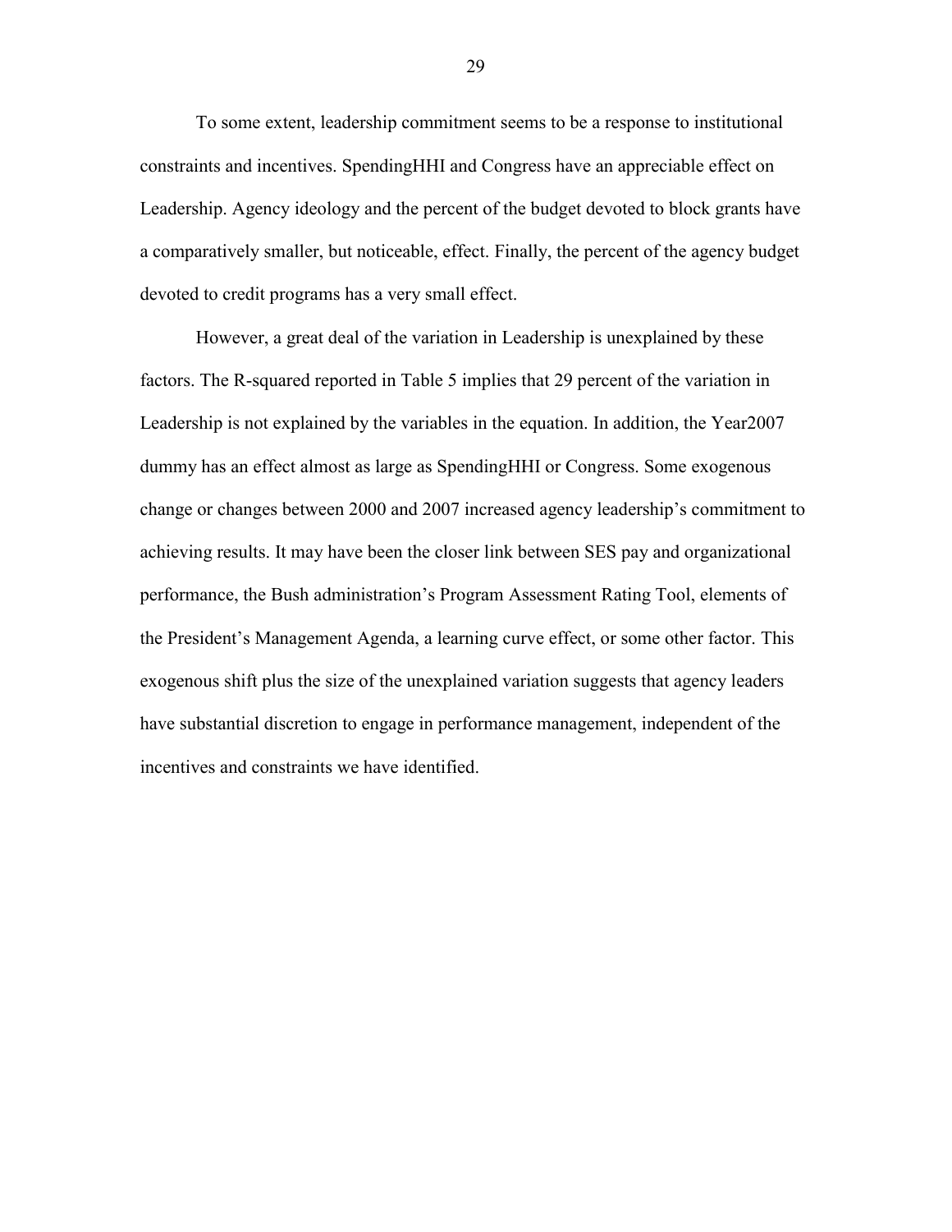To some extent, leadership commitment seems to be a response to institutional constraints and incentives. SpendingHHI and Congress have an appreciable effect on Leadership. Agency ideology and the percent of the budget devoted to block grants have a comparatively smaller, but noticeable, effect. Finally, the percent of the agency budget devoted to credit programs has a very small effect.

However, a great deal of the variation in Leadership is unexplained by these factors. The R-squared reported in Table 5 implies that 29 percent of the variation in Leadership is not explained by the variables in the equation. In addition, the Year2007 dummy has an effect almost as large as SpendingHHI or Congress. Some exogenous change or changes between 2000 and 2007 increased agency leadership's commitment to achieving results. It may have been the closer link between SES pay and organizational performance, the Bush administration's Program Assessment Rating Tool, elements of the President's Management Agenda, a learning curve effect, or some other factor. This exogenous shift plus the size of the unexplained variation suggests that agency leaders have substantial discretion to engage in performance management, independent of the incentives and constraints we have identified.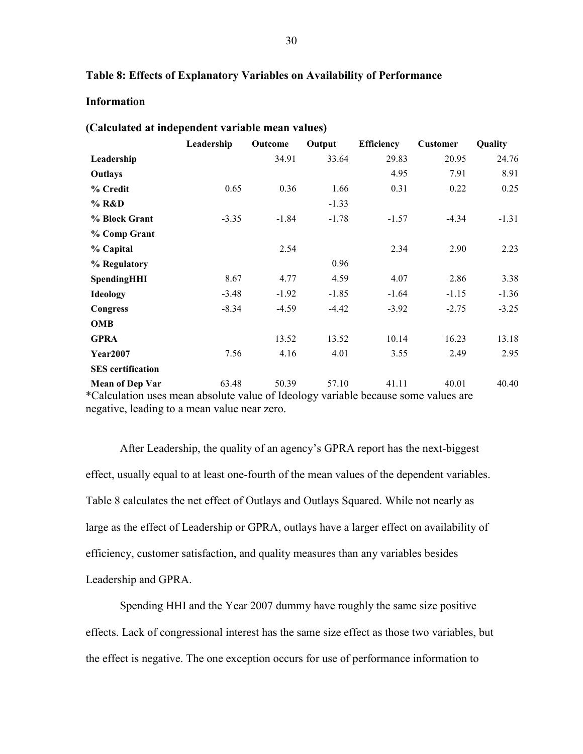**Table 8: Effects of Explanatory Variables on Availability of Performance Information**

**(Calculated at independent variable mean values)**

| | Leadership | Outcome | Output | Efficiency | Customer | Quality |
|---|---|---|---|---|---|---|
| **Leadership** | | 34.91 | 33.64 | 29.83 | 20.95 | 24.76 |
| **Outlays** | | | | 4.95 | 7.91 | 8.91 |
| **% Credit** | 0.65 | 0.36 | 1.66 | 0.31 | 0.22 | 0.25 |
| **% R&D** | | | -1.33 | | | |
| **% Block Grant** | -3.35 | -1.84 | -1.78 | -1.57 | -4.34 | -1.31 |
| **% Comp Grant** | | | | | | |
| **% Capital** | | 2.54 | | 2.34 | 2.90 | 2.23 |
| **% Regulatory** | | | 0.96 | | | |
| **SpendingHHI** | 8.67 | 4.77 | 4.59 | 4.07 | 2.86 | 3.38 |
| **Ideology** | -3.48 | -1.92 | -1.85 | -1.64 | -1.15 | -1.36 |
| **Congress** | -8.34 | -4.59 | -4.42 | -3.92 | -2.75 | -3.25 |
| **OMB** | | | | | | |
| **GPRA** | | 13.52 | 13.52 | 10.14 | 16.23 | 13.18 |
| **Year2007** | 7.56 | 4.16 | 4.01 | 3.55 | 2.49 | 2.95 |
| **SES certification** | | | | | | |
| **Mean of Dep Var** | 63.48 | 50.39 | 57.10 | 41.11 | 40.01 | 40.40 |

*Calculation uses mean absolute value of Ideology variable because some values are negative, leading to a mean value near zero.

After Leadership, the quality of an agency's GPRA report has the next-biggest effect, usually equal to at least one-fourth of the mean values of the dependent variables. Table 8 calculates the net effect of Outlays and Outlays Squared. While not nearly as large as the effect of Leadership or GPRA, outlays have a larger effect on availability of efficiency, customer satisfaction, and quality measures than any variables besides Leadership and GPRA.

Spending HHI and the Year 2007 dummy have roughly the same size positive effects. Lack of congressional interest has the same size effect as those two variables, but the effect is negative. The one exception occurs for use of performance information to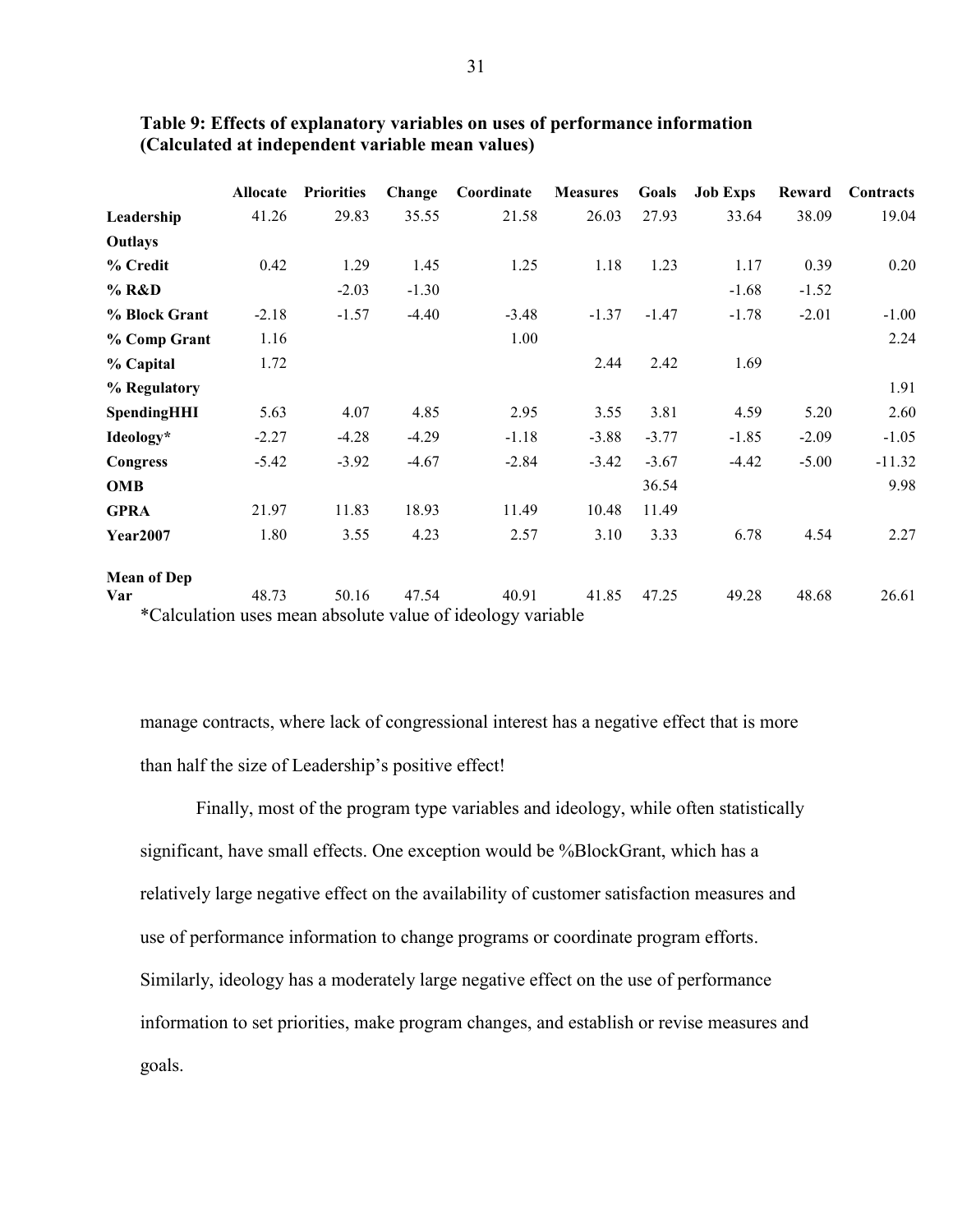**Table 9: Effects of explanatory variables on uses of performance information (Calculated at independent variable mean values)**

| | Allocate | Priorities | Change | Coordinate | Measures | Goals | Job Exps | Reward | Contracts |
|---|---|---|---|---|---|---|---|---|---|
| **Leadership** | 41.26 | 29.83 | 35.55 | 21.58 | 26.03 | 27.93 | 33.64 | 38.09 | 19.04 |
| **Outlays** | | | | | | | | | |
| **% Credit** | 0.42 | 1.29 | 1.45 | 1.25 | 1.18 | 1.23 | 1.17 | 0.39 | 0.20 |
| **% R&D** | | -2.03 | -1.30 | | | | -1.68 | -1.52 | |
| **% Block Grant** | -2.18 | -1.57 | -4.40 | -3.48 | -1.37 | -1.47 | -1.78 | -2.01 | -1.00 |
| **% Comp Grant** | 1.16 | | | 1.00 | | | | | 2.24 |
| **% Capital** | 1.72 | | | | 2.44 | 2.42 | 1.69 | | |
| **% Regulatory** | | | | | | | | | 1.91 |
| **SpendingHHI** | 5.63 | 4.07 | 4.85 | 2.95 | 3.55 | 3.81 | 4.59 | 5.20 | 2.60 |
| **Ideology*** | -2.27 | -4.28 | -4.29 | -1.18 | -3.88 | -3.77 | -1.85 | -2.09 | -1.05 |
| **Congress** | -5.42 | -3.92 | -4.67 | -2.84 | -3.42 | -3.67 | -4.42 | -5.00 | -11.32 |
| **OMB** | | | | | | 36.54 | | | 9.98 |
| **GPRA** | 21.97 | 11.83 | 18.93 | 11.49 | 10.48 | 11.49 | | | |
| **Year2007** | 1.80 | 3.55 | 4.23 | 2.57 | 3.10 | 3.33 | 6.78 | 4.54 | 2.27 |
| **Mean of Dep Var** | 48.73 | 50.16 | 47.54 | 40.91 | 41.85 | 47.25 | 49.28 | 48.68 | 26.61 |

*Calculation uses mean absolute value of ideology variable

manage contracts, where lack of congressional interest has a negative effect that is more than half the size of Leadership's positive effect!

Finally, most of the program type variables and ideology, while often statistically significant, have small effects. One exception would be %BlockGrant, which has a relatively large negative effect on the availability of customer satisfaction measures and use of performance information to change programs or coordinate program efforts. Similarly, ideology has a moderately large negative effect on the use of performance information to set priorities, make program changes, and establish or revise measures and goals.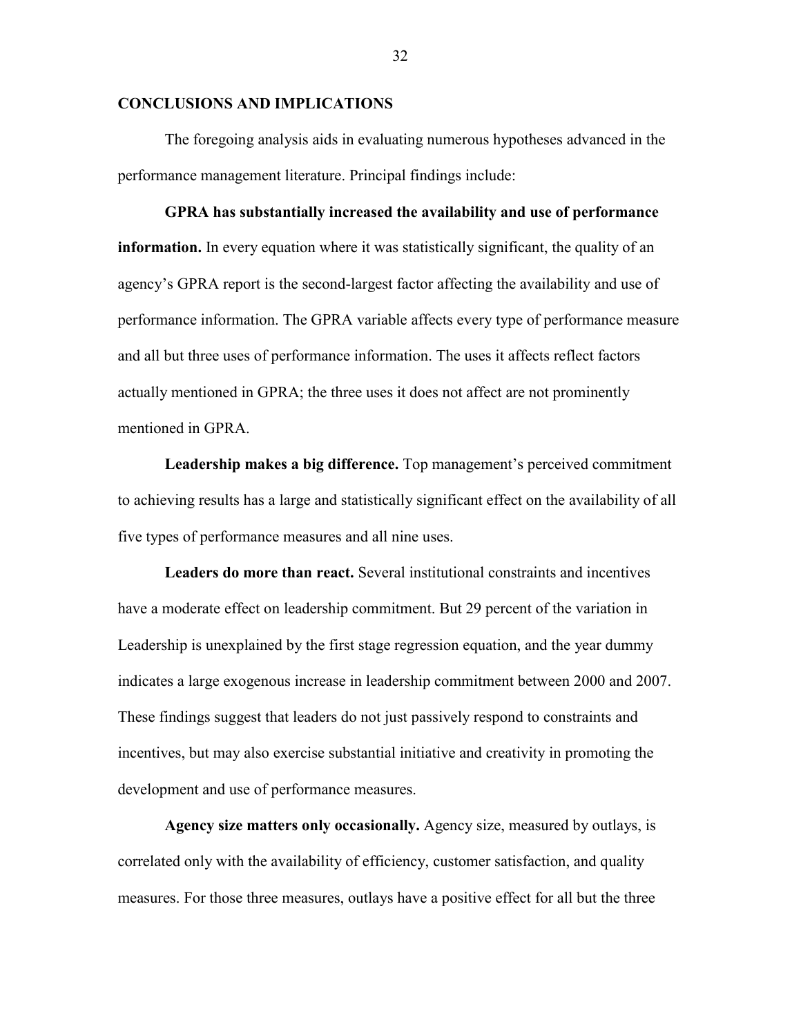## CONCLUSIONS AND IMPLICATIONS

The foregoing analysis aids in evaluating numerous hypotheses advanced in the performance management literature. Principal findings include:

**GPRA has substantially increased the availability and use of performance information.** In every equation where it was statistically significant, the quality of an agency's GPRA report is the second-largest factor affecting the availability and use of performance information. The GPRA variable affects every type of performance measure and all but three uses of performance information. The uses it affects reflect factors actually mentioned in GPRA; the three uses it does not affect are not prominently mentioned in GPRA.

**Leadership makes a big difference.** Top management's perceived commitment to achieving results has a large and statistically significant effect on the availability of all five types of performance measures and all nine uses.

**Leaders do more than react.** Several institutional constraints and incentives have a moderate effect on leadership commitment. But 29 percent of the variation in Leadership is unexplained by the first stage regression equation, and the year dummy indicates a large exogenous increase in leadership commitment between 2000 and 2007. These findings suggest that leaders do not just passively respond to constraints and incentives, but may also exercise substantial initiative and creativity in promoting the development and use of performance measures.

**Agency size matters only occasionally.** Agency size, measured by outlays, is correlated only with the availability of efficiency, customer satisfaction, and quality measures. For those three measures, outlays have a positive effect for all but the three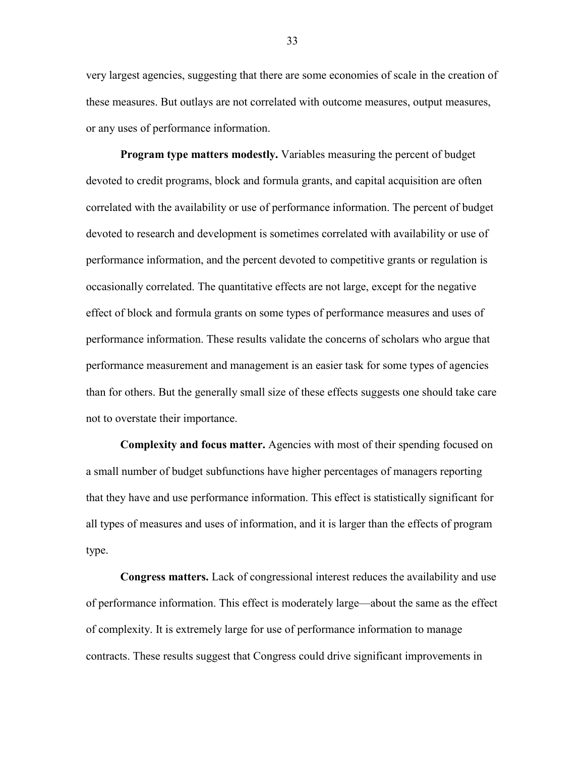very largest agencies, suggesting that there are some economies of scale in the creation of these measures. But outlays are not correlated with outcome measures, output measures, or any uses of performance information.

**Program type matters modestly.** Variables measuring the percent of budget devoted to credit programs, block and formula grants, and capital acquisition are often correlated with the availability or use of performance information. The percent of budget devoted to research and development is sometimes correlated with availability or use of performance information, and the percent devoted to competitive grants or regulation is occasionally correlated. The quantitative effects are not large, except for the negative effect of block and formula grants on some types of performance measures and uses of performance information. These results validate the concerns of scholars who argue that performance measurement and management is an easier task for some types of agencies than for others. But the generally small size of these effects suggests one should take care not to overstate their importance.

**Complexity and focus matter.** Agencies with most of their spending focused on a small number of budget subfunctions have higher percentages of managers reporting that they have and use performance information. This effect is statistically significant for all types of measures and uses of information, and it is larger than the effects of program type.

**Congress matters.** Lack of congressional interest reduces the availability and use of performance information. This effect is moderately large—about the same as the effect of complexity. It is extremely large for use of performance information to manage contracts. These results suggest that Congress could drive significant improvements in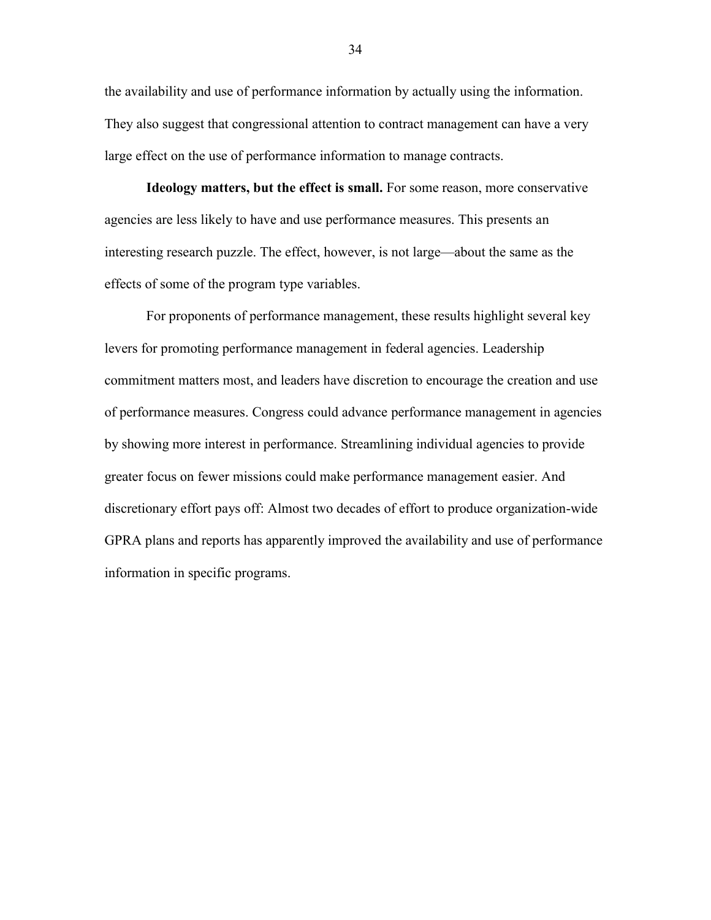the availability and use of performance information by actually using the information. They also suggest that congressional attention to contract management can have a very large effect on the use of performance information to manage contracts.

**Ideology matters, but the effect is small.** For some reason, more conservative agencies are less likely to have and use performance measures. This presents an interesting research puzzle. The effect, however, is not large—about the same as the effects of some of the program type variables.

For proponents of performance management, these results highlight several key levers for promoting performance management in federal agencies. Leadership commitment matters most, and leaders have discretion to encourage the creation and use of performance measures. Congress could advance performance management in agencies by showing more interest in performance. Streamlining individual agencies to provide greater focus on fewer missions could make performance management easier. And discretionary effort pays off: Almost two decades of effort to produce organization-wide GPRA plans and reports has apparently improved the availability and use of performance information in specific programs.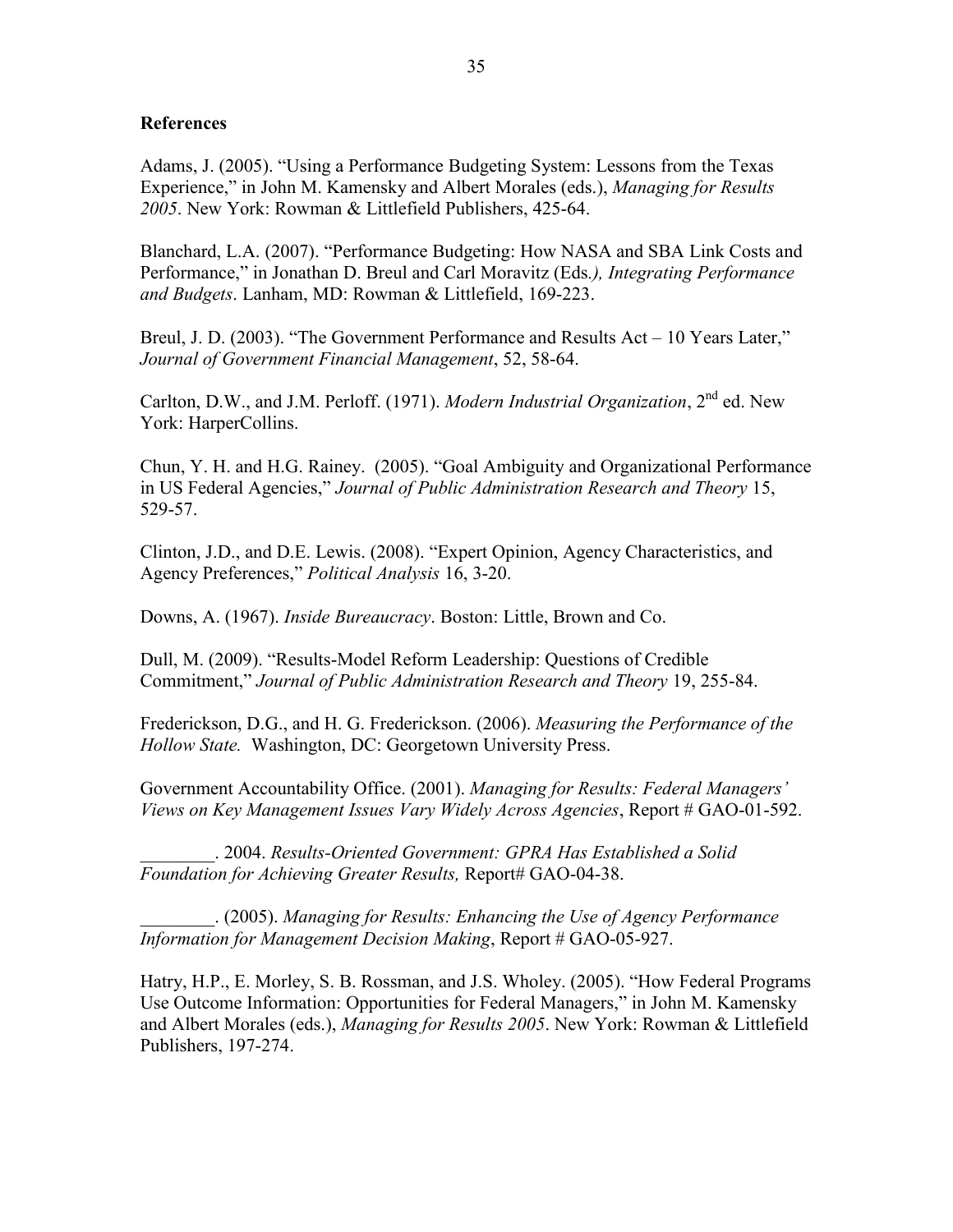**References**

Adams, J. (2005). "Using a Performance Budgeting System: Lessons from the Texas Experience," in John M. Kamensky and Albert Morales (eds.), *Managing for Results 2005*. New York: Rowman & Littlefield Publishers, 425-64.

Blanchard, L.A. (2007). "Performance Budgeting: How NASA and SBA Link Costs and Performance," in Jonathan D. Breul and Carl Moravitz (Eds*.), Integrating Performance and Budgets*. Lanham, MD: Rowman & Littlefield, 169-223.

Breul, J. D. (2003). "The Government Performance and Results Act – 10 Years Later," *Journal of Government Financial Management*, 52, 58-64.

Carlton, D.W., and J.M. Perloff. (1971). *Modern Industrial Organization*, 2nd ed. New York: HarperCollins.

Chun, Y. H. and H.G. Rainey. (2005). "Goal Ambiguity and Organizational Performance in US Federal Agencies," *Journal of Public Administration Research and Theory* 15, 529-57.

Clinton, J.D., and D.E. Lewis. (2008). "Expert Opinion, Agency Characteristics, and Agency Preferences," *Political Analysis* 16, 3-20.

Downs, A. (1967). *Inside Bureaucracy*. Boston: Little, Brown and Co.

Dull, M. (2009). "Results-Model Reform Leadership: Questions of Credible Commitment," *Journal of Public Administration Research and Theory* 19, 255-84.

Frederickson, D.G., and H. G. Frederickson. (2006). *Measuring the Performance of the Hollow State.* Washington, DC: Georgetown University Press.

Government Accountability Office. (2001). *Managing for Results: Federal Managers' Views on Key Management Issues Vary Widely Across Agencies*, Report # GAO-01-592.

________. 2004. *Results-Oriented Government: GPRA Has Established a Solid Foundation for Achieving Greater Results,* Report# GAO-04-38.

________. (2005). *Managing for Results: Enhancing the Use of Agency Performance Information for Management Decision Making*, Report # GAO-05-927.

Hatry, H.P., E. Morley, S. B. Rossman, and J.S. Wholey. (2005). "How Federal Programs Use Outcome Information: Opportunities for Federal Managers," in John M. Kamensky and Albert Morales (eds.), *Managing for Results 2005*. New York: Rowman & Littlefield Publishers, 197-274.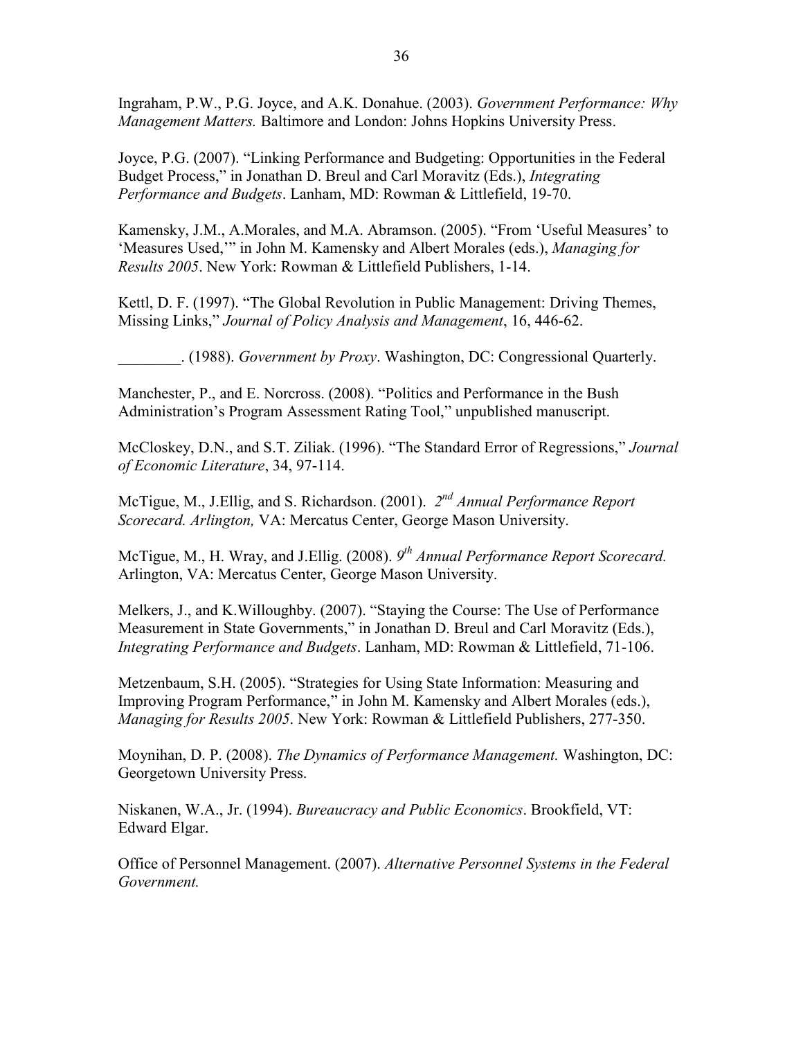Ingraham, P.W., P.G. Joyce, and A.K. Donahue. (2003). *Government Performance: Why Management Matters.* Baltimore and London: Johns Hopkins University Press.

Joyce, P.G. (2007). "Linking Performance and Budgeting: Opportunities in the Federal Budget Process," in Jonathan D. Breul and Carl Moravitz (Eds.), *Integrating Performance and Budgets*. Lanham, MD: Rowman & Littlefield, 19-70.

Kamensky, J.M., A.Morales, and M.A. Abramson. (2005). "From 'Useful Measures' to 'Measures Used,'" in John M. Kamensky and Albert Morales (eds.), *Managing for Results 2005*. New York: Rowman & Littlefield Publishers, 1-14.

Kettl, D. F. (1997). "The Global Revolution in Public Management: Driving Themes, Missing Links," *Journal of Policy Analysis and Management*, 16, 446-62.

________. (1988). *Government by Proxy*. Washington, DC: Congressional Quarterly.

Manchester, P., and E. Norcross. (2008). "Politics and Performance in the Bush Administration's Program Assessment Rating Tool," unpublished manuscript.

McCloskey, D.N., and S.T. Ziliak. (1996). "The Standard Error of Regressions," *Journal of Economic Literature*, 34, 97-114.

McTigue, M., J.Ellig, and S. Richardson. (2001). *2nd Annual Performance Report Scorecard. Arlington,* VA: Mercatus Center, George Mason University.

McTigue, M., H. Wray, and J.Ellig. (2008). *9th Annual Performance Report Scorecard.* Arlington, VA: Mercatus Center, George Mason University.

Melkers, J., and K.Willoughby. (2007). "Staying the Course: The Use of Performance Measurement in State Governments," in Jonathan D. Breul and Carl Moravitz (Eds.), *Integrating Performance and Budgets*. Lanham, MD: Rowman & Littlefield, 71-106.

Metzenbaum, S.H. (2005). "Strategies for Using State Information: Measuring and Improving Program Performance," in John M. Kamensky and Albert Morales (eds.), *Managing for Results 2005*. New York: Rowman & Littlefield Publishers, 277-350.

Moynihan, D. P. (2008). *The Dynamics of Performance Management.* Washington, DC: Georgetown University Press.

Niskanen, W.A., Jr. (1994). *Bureaucracy and Public Economics*. Brookfield, VT: Edward Elgar.

Office of Personnel Management. (2007). *Alternative Personnel Systems in the Federal Government.*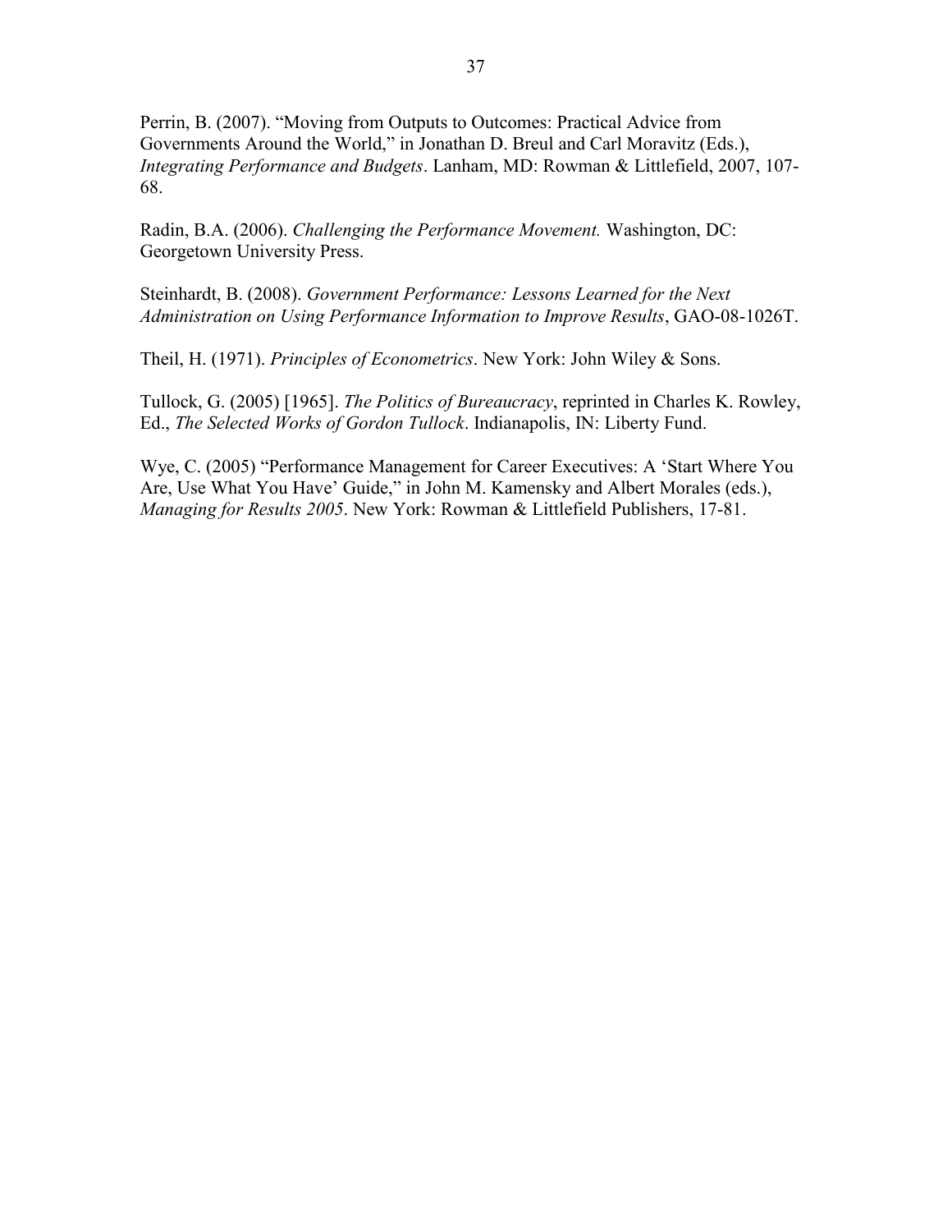Perrin, B. (2007). "Moving from Outputs to Outcomes: Practical Advice from Governments Around the World," in Jonathan D. Breul and Carl Moravitz (Eds.), *Integrating Performance and Budgets*. Lanham, MD: Rowman & Littlefield, 2007, 107-68.

Radin, B.A. (2006). *Challenging the Performance Movement.* Washington, DC: Georgetown University Press.

Steinhardt, B. (2008). *Government Performance: Lessons Learned for the Next Administration on Using Performance Information to Improve Results*, GAO-08-1026T.

Theil, H. (1971). *Principles of Econometrics*. New York: John Wiley & Sons.

Tullock, G. (2005) [1965]. *The Politics of Bureaucracy*, reprinted in Charles K. Rowley, Ed., *The Selected Works of Gordon Tullock*. Indianapolis, IN: Liberty Fund.

Wye, C. (2005) "Performance Management for Career Executives: A 'Start Where You Are, Use What You Have' Guide," in John M. Kamensky and Albert Morales (eds.), *Managing for Results 2005*. New York: Rowman & Littlefield Publishers, 17-81.